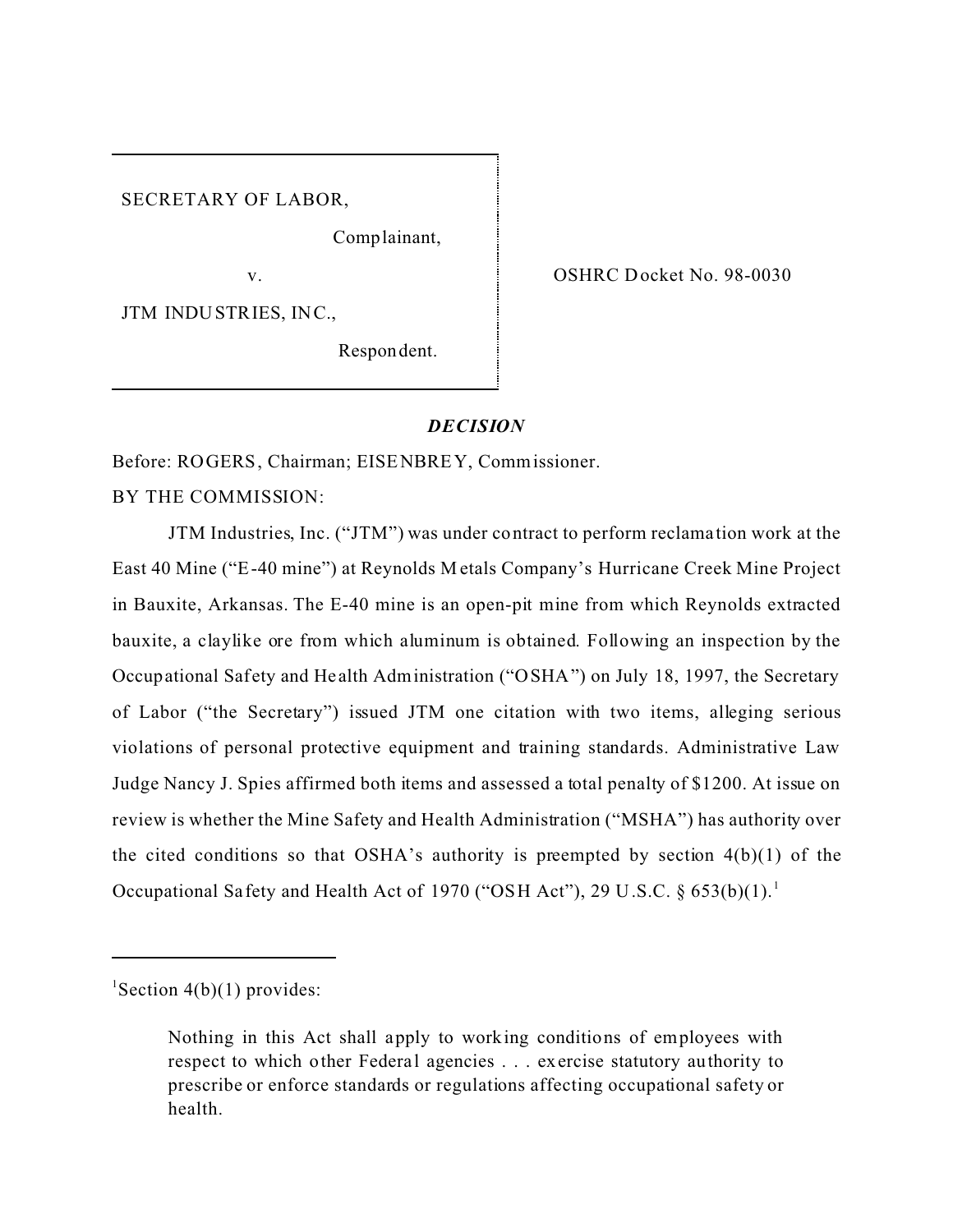SECRETARY OF LABOR,

Complainant,

v.

JTM INDUSTRIES, INC.,

Respondent.

OSHRC Docket No. 98-0030

## *DECISION*

Before: ROGERS, Chairman; EISENBREY, Commissioner.

BY THE COMMISSION:

JTM Industries, Inc. ("JTM") was under contract to perform reclamation work at the East 40 Mine ("E-40 mine") at Reynolds Metals Company's Hurricane Creek Mine Project in Bauxite, Arkansas. The E-40 mine is an open-pit mine from which Reynolds extracted bauxite, a claylike ore from which aluminum is obtained. Following an inspection by the Occupational Safety and Health Administration ("OSHA") on July 18, 1997, the Secretary of Labor ("the Secretary") issued JTM one citation with two items, alleging serious violations of personal protective equipment and training standards. Administrative Law Judge Nancy J. Spies affirmed both items and assessed a total penalty of $1200. At issue on review is whether the Mine Safety and Health Administration ("MSHA") has authority over the cited conditions so that OSHA's authority is preempted by section 4(b)(1) of the Occupational Safety and Health Act of 1970 ("OSH Act"), 29 U.S.C. § 653(b)(1).[1]

---

[1] Section 4(b)(1) provides:

> Nothing in this Act shall apply to working conditions of employees with respect to which other Federal agencies . . . exercise statutory authority to prescribe or enforce standards or regulations affecting occupational safety or health.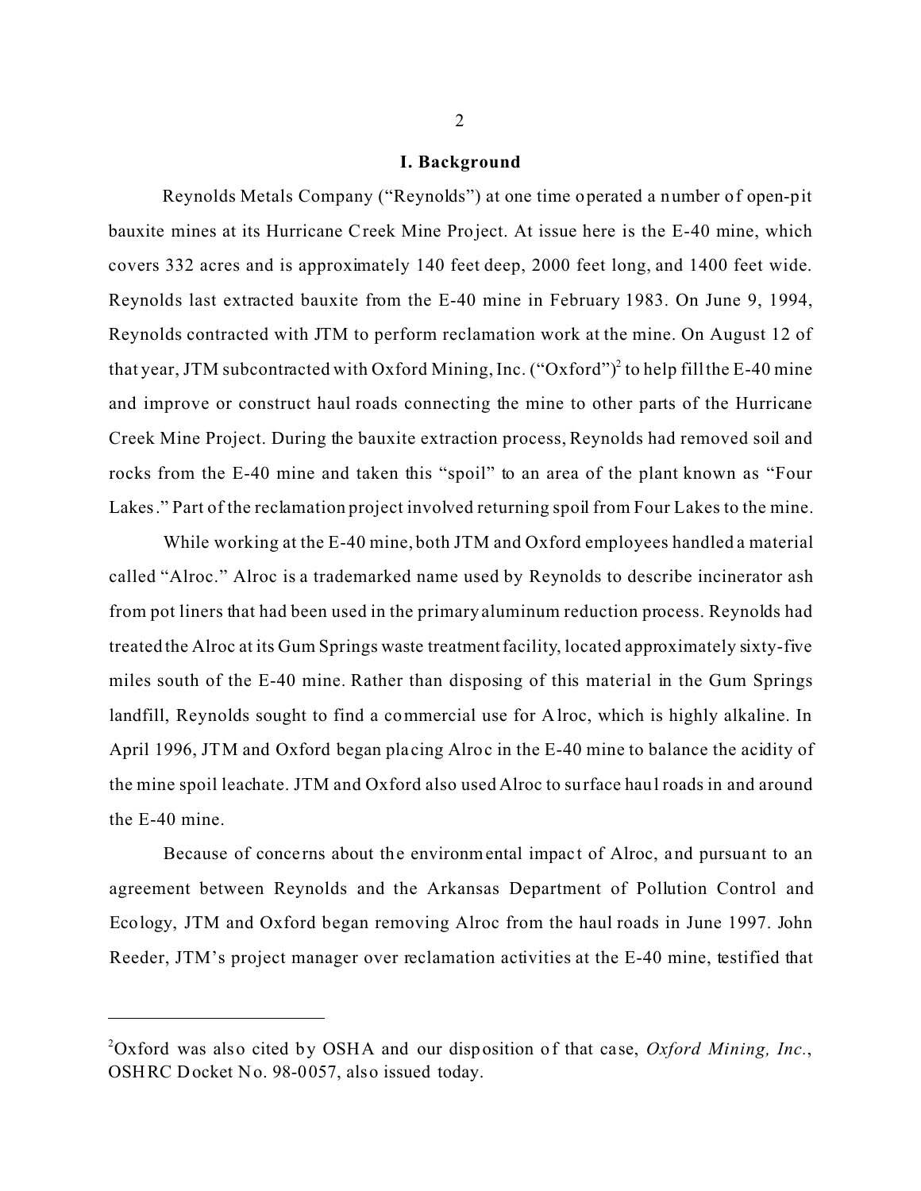## I. Background

Reynolds Metals Company ("Reynolds") at one time operated a number of open-pit bauxite mines at its Hurricane Creek Mine Project. At issue here is the E-40 mine, which covers 332 acres and is approximately 140 feet deep, 2000 feet long, and 1400 feet wide. Reynolds last extracted bauxite from the E-40 mine in February 1983. On June 9, 1994, Reynolds contracted with JTM to perform reclamation work at the mine. On August 12 of that year, JTM subcontracted with Oxford Mining, Inc. ("Oxford")[2] to help fill the E-40 mine and improve or construct haul roads connecting the mine to other parts of the Hurricane Creek Mine Project. During the bauxite extraction process, Reynolds had removed soil and rocks from the E-40 mine and taken this "spoil" to an area of the plant known as "Four Lakes." Part of the reclamation project involved returning spoil from Four Lakes to the mine.

While working at the E-40 mine, both JTM and Oxford employees handled a material called "Alroc." Alroc is a trademarked name used by Reynolds to describe incinerator ash from pot liners that had been used in the primary aluminum reduction process. Reynolds had treated the Alroc at its Gum Springs waste treatment facility, located approximately sixty-five miles south of the E-40 mine. Rather than disposing of this material in the Gum Springs landfill, Reynolds sought to find a commercial use for Alroc, which is highly alkaline. In April 1996, JTM and Oxford began placing Alroc in the E-40 mine to balance the acidity of the mine spoil leachate. JTM and Oxford also used Alroc to surface haul roads in and around the E-40 mine.

Because of concerns about the environmental impact of Alroc, and pursuant to an agreement between Reynolds and the Arkansas Department of Pollution Control and Ecology, JTM and Oxford began removing Alroc from the haul roads in June 1997. John Reeder, JTM's project manager over reclamation activities at the E-40 mine, testified that

---

[2]Oxford was also cited by OSHA and our disposition of that case, *Oxford Mining, Inc.*, OSHRC Docket No. 98-0057, also issued today.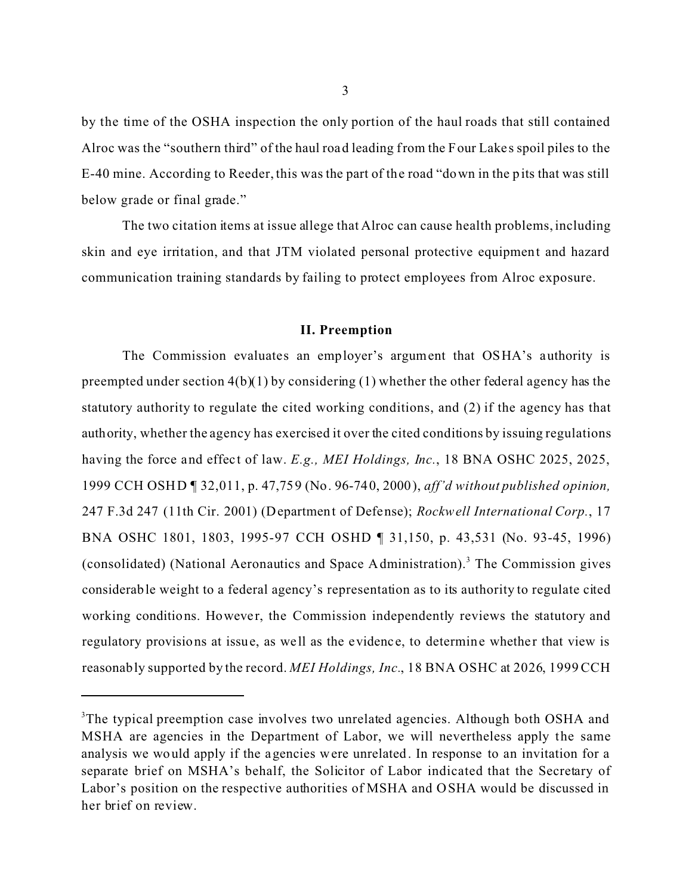by the time of the OSHA inspection the only portion of the haul roads that still contained Alroc was the "southern third" of the haul road leading from the Four Lakes spoil piles to the E-40 mine. According to Reeder, this was the part of the road "down in the pits that was still below grade or final grade."

The two citation items at issue allege that Alroc can cause health problems, including skin and eye irritation, and that JTM violated personal protective equipment and hazard communication training standards by failing to protect employees from Alroc exposure.

## II. Preemption

The Commission evaluates an employer's argument that OSHA's authority is preempted under section 4(b)(1) by considering (1) whether the other federal agency has the statutory authority to regulate the cited working conditions, and (2) if the agency has that authority, whether the agency has exercised it over the cited conditions by issuing regulations having the force and effect of law. *E.g., MEI Holdings, Inc.*, 18 BNA OSHC 2025, 2025, 1999 CCH OSHD ¶ 32,011, p. 47,759 (No. 96-740, 2000), *aff'd without published opinion,* 247 F.3d 247 (11th Cir. 2001) (Department of Defense); *Rockwell International Corp.*, 17 BNA OSHC 1801, 1803, 1995-97 CCH OSHD ¶ 31,150, p. 43,531 (No. 93-45, 1996) (consolidated) (National Aeronautics and Space Administration).[3] The Commission gives considerable weight to a federal agency's representation as to its authority to regulate cited working conditions. However, the Commission independently reviews the statutory and regulatory provisions at issue, as well as the evidence, to determine whether that view is reasonably supported by the record. *MEI Holdings, Inc.*, 18 BNA OSHC at 2026, 1999 CCH

---

[3]The typical preemption case involves two unrelated agencies. Although both OSHA and MSHA are agencies in the Department of Labor, we will nevertheless apply the same analysis we would apply if the agencies were unrelated. In response to an invitation for a separate brief on MSHA's behalf, the Solicitor of Labor indicated that the Secretary of Labor's position on the respective authorities of MSHA and OSHA would be discussed in her brief on review.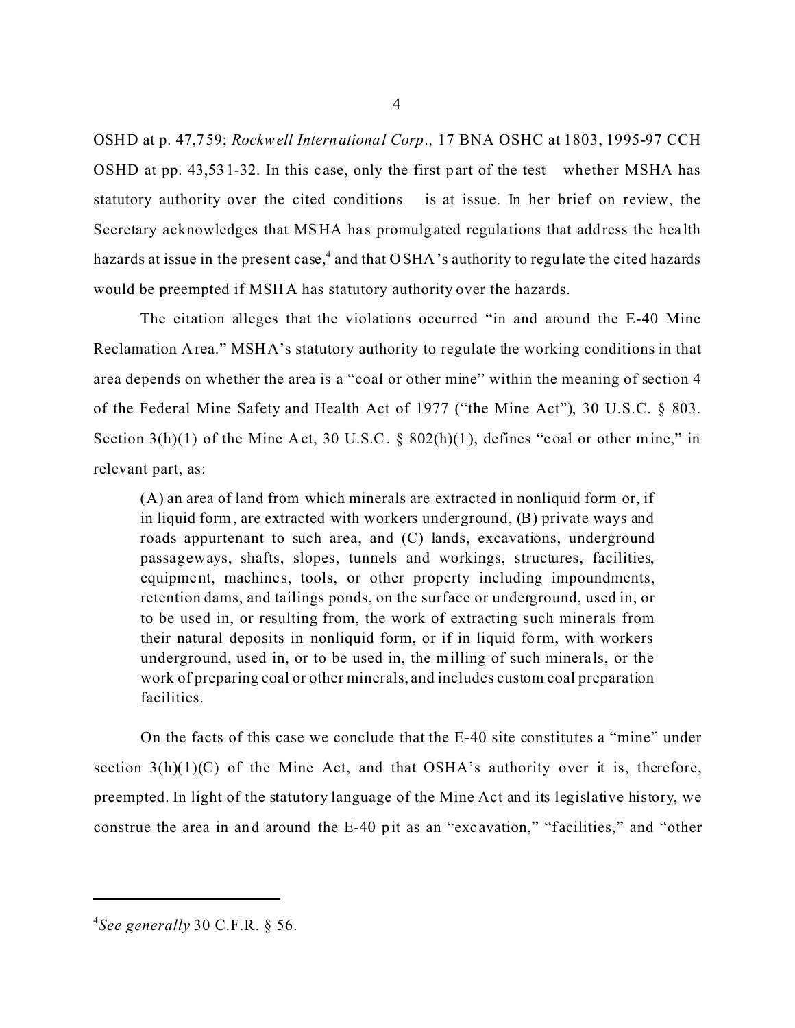OSHD at p. 47,759; *Rockwell International Corp.,* 17 BNA OSHC at 1803, 1995-97 CCH OSHD at pp. 43,531-32. In this case, only the first part of the test whether MSHA has statutory authority over the cited conditions is at issue. In her brief on review, the Secretary acknowledges that MSHA has promulgated regulations that address the health hazards at issue in the present case,[4] and that OSHA's authority to regulate the cited hazards would be preempted if MSHA has statutory authority over the hazards.

The citation alleges that the violations occurred "in and around the E-40 Mine Reclamation Area." MSHA's statutory authority to regulate the working conditions in that area depends on whether the area is a "coal or other mine" within the meaning of section 4 of the Federal Mine Safety and Health Act of 1977 ("the Mine Act"), 30 U.S.C. § 803. Section 3(h)(1) of the Mine Act, 30 U.S.C. § 802(h)(1), defines "coal or other mine," in relevant part, as:

> (A) an area of land from which minerals are extracted in nonliquid form or, if in liquid form, are extracted with workers underground, (B) private ways and roads appurtenant to such area, and (C) lands, excavations, underground passageways, shafts, slopes, tunnels and workings, structures, facilities, equipment, machines, tools, or other property including impoundments, retention dams, and tailings ponds, on the surface or underground, used in, or to be used in, or resulting from, the work of extracting such minerals from their natural deposits in nonliquid form, or if in liquid form, with workers underground, used in, or to be used in, the milling of such minerals, or the work of preparing coal or other minerals, and includes custom coal preparation facilities.

On the facts of this case we conclude that the E-40 site constitutes a "mine" under section 3(h)(1)(C) of the Mine Act, and that OSHA's authority over it is, therefore, preempted. In light of the statutory language of the Mine Act and its legislative history, we construe the area in and around the E-40 pit as an "excavation," "facilities," and "other

---

[4] *See generally* 30 C.F.R. § 56.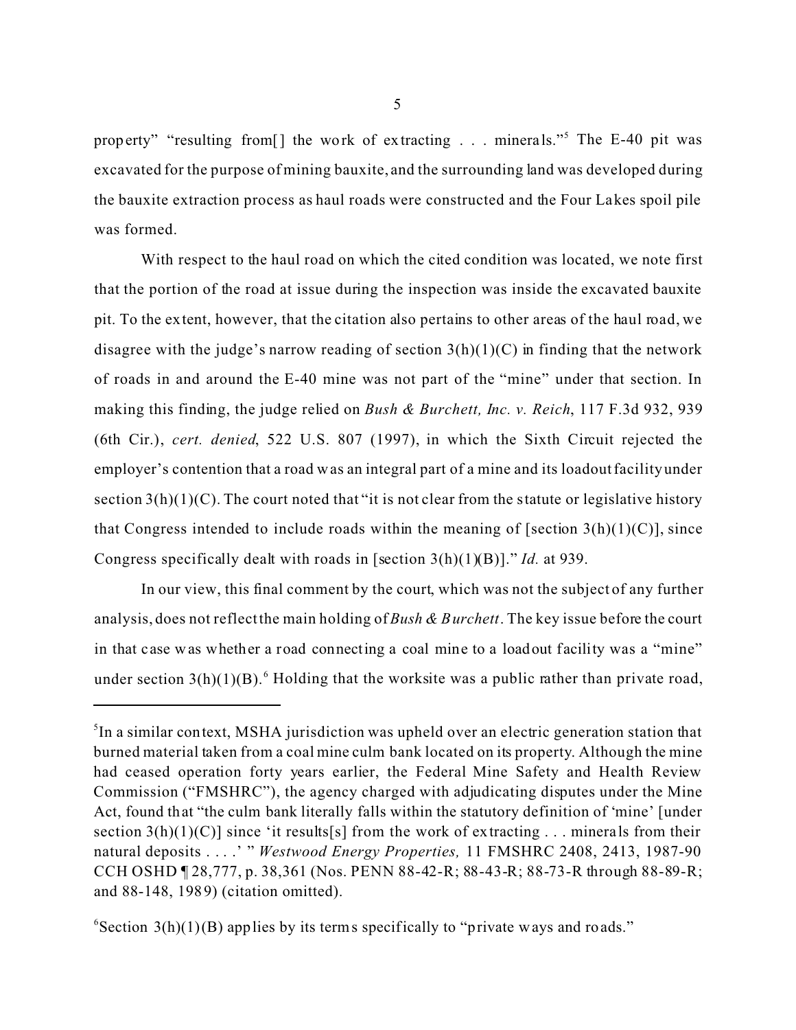property" "resulting from[] the work of extracting . . . minerals."[5] The E-40 pit was excavated for the purpose of mining bauxite, and the surrounding land was developed during the bauxite extraction process as haul roads were constructed and the Four Lakes spoil pile was formed.

With respect to the haul road on which the cited condition was located, we note first that the portion of the road at issue during the inspection was inside the excavated bauxite pit. To the extent, however, that the citation also pertains to other areas of the haul road, we disagree with the judge's narrow reading of section 3(h)(1)(C) in finding that the network of roads in and around the E-40 mine was not part of the "mine" under that section. In making this finding, the judge relied on *Bush & Burchett, Inc. v. Reich*, 117 F.3d 932, 939 (6th Cir.), *cert. denied*, 522 U.S. 807 (1997), in which the Sixth Circuit rejected the employer's contention that a road was an integral part of a mine and its loadout facility under section 3(h)(1)(C). The court noted that "it is not clear from the statute or legislative history that Congress intended to include roads within the meaning of [section 3(h)(1)(C)], since Congress specifically dealt with roads in [section 3(h)(1)(B)]." *Id.* at 939.

In our view, this final comment by the court, which was not the subject of any further analysis, does not reflect the main holding of *Bush & Burchett*. The key issue before the court in that case was whether a road connecting a coal mine to a loadout facility was a "mine" under section 3(h)(1)(B).[6] Holding that the worksite was a public rather than private road,

---

[5]In a similar context, MSHA jurisdiction was upheld over an electric generation station that burned material taken from a coal mine culm bank located on its property. Although the mine had ceased operation forty years earlier, the Federal Mine Safety and Health Review Commission ("FMSHRC"), the agency charged with adjudicating disputes under the Mine Act, found that "the culm bank literally falls within the statutory definition of 'mine' [under section 3(h)(1)(C)] since 'it results[s] from the work of extracting . . . minerals from their natural deposits . . . .' " *Westwood Energy Properties,* 11 FMSHRC 2408, 2413, 1987-90 CCH OSHD ¶ 28,777, p. 38,361 (Nos. PENN 88-42-R; 88-43-R; 88-73-R through 88-89-R; and 88-148, 1989) (citation omitted).

[6]Section 3(h)(1)(B) applies by its terms specifically to "private ways and roads."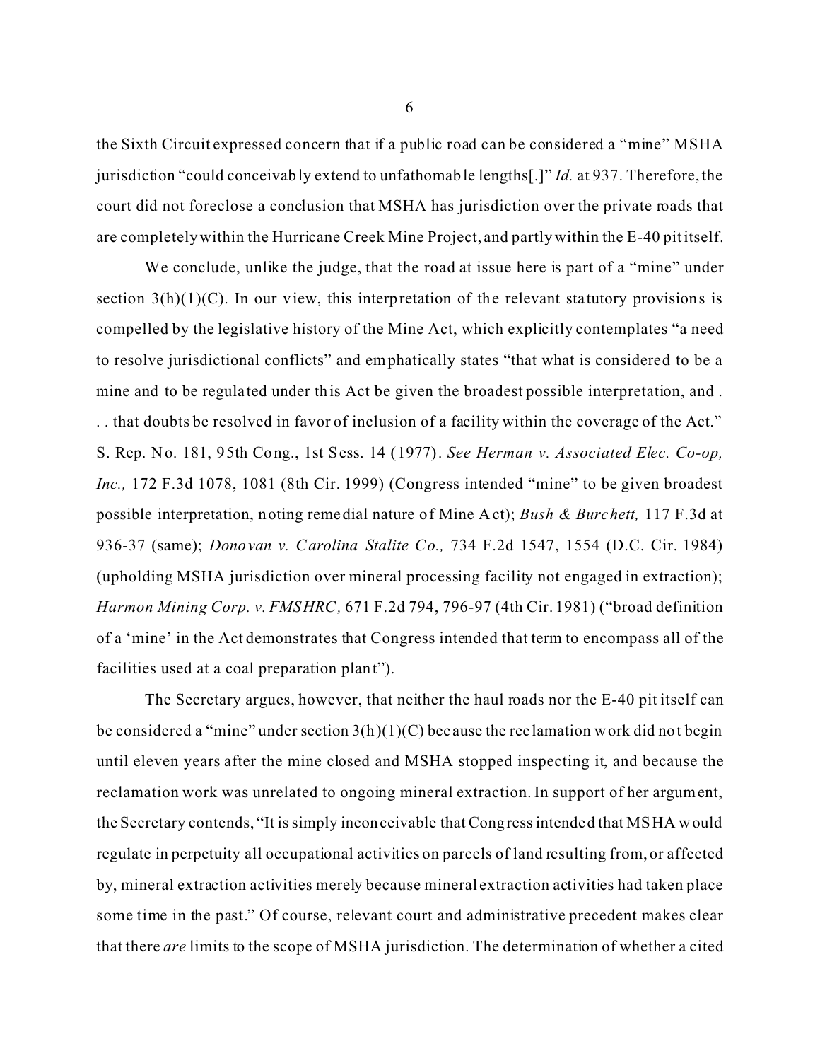the Sixth Circuit expressed concern that if a public road can be considered a "mine" MSHA jurisdiction "could conceivably extend to unfathomable lengths[.]" *Id.* at 937. Therefore, the court did not foreclose a conclusion that MSHA has jurisdiction over the private roads that are completely within the Hurricane Creek Mine Project, and partly within the E-40 pit itself.

We conclude, unlike the judge, that the road at issue here is part of a "mine" under section 3(h)(1)(C). In our view, this interpretation of the relevant statutory provisions is compelled by the legislative history of the Mine Act, which explicitly contemplates "a need to resolve jurisdictional conflicts" and emphatically states "that what is considered to be a mine and to be regulated under this Act be given the broadest possible interpretation, and . . . that doubts be resolved in favor of inclusion of a facility within the coverage of the Act." S. Rep. No. 181, 95th Cong., 1st Sess. 14 (1977). *See Herman v. Associated Elec. Co-op, Inc.,* 172 F.3d 1078, 1081 (8th Cir. 1999) (Congress intended "mine" to be given broadest possible interpretation, noting remedial nature of Mine Act); *Bush & Burchett,* 117 F.3d at 936-37 (same); *Donovan v. Carolina Stalite Co.,* 734 F.2d 1547, 1554 (D.C. Cir. 1984) (upholding MSHA jurisdiction over mineral processing facility not engaged in extraction); *Harmon Mining Corp. v. FMSHRC,* 671 F.2d 794, 796-97 (4th Cir. 1981) ("broad definition of a 'mine' in the Act demonstrates that Congress intended that term to encompass all of the facilities used at a coal preparation plant").

The Secretary argues, however, that neither the haul roads nor the E-40 pit itself can be considered a "mine" under section 3(h)(1)(C) because the reclamation work did not begin until eleven years after the mine closed and MSHA stopped inspecting it, and because the reclamation work was unrelated to ongoing mineral extraction. In support of her argument, the Secretary contends, "It is simply inconceivable that Congress intended that MSHA would regulate in perpetuity all occupational activities on parcels of land resulting from, or affected by, mineral extraction activities merely because mineral extraction activities had taken place some time in the past." Of course, relevant court and administrative precedent makes clear that there *are* limits to the scope of MSHA jurisdiction. The determination of whether a cited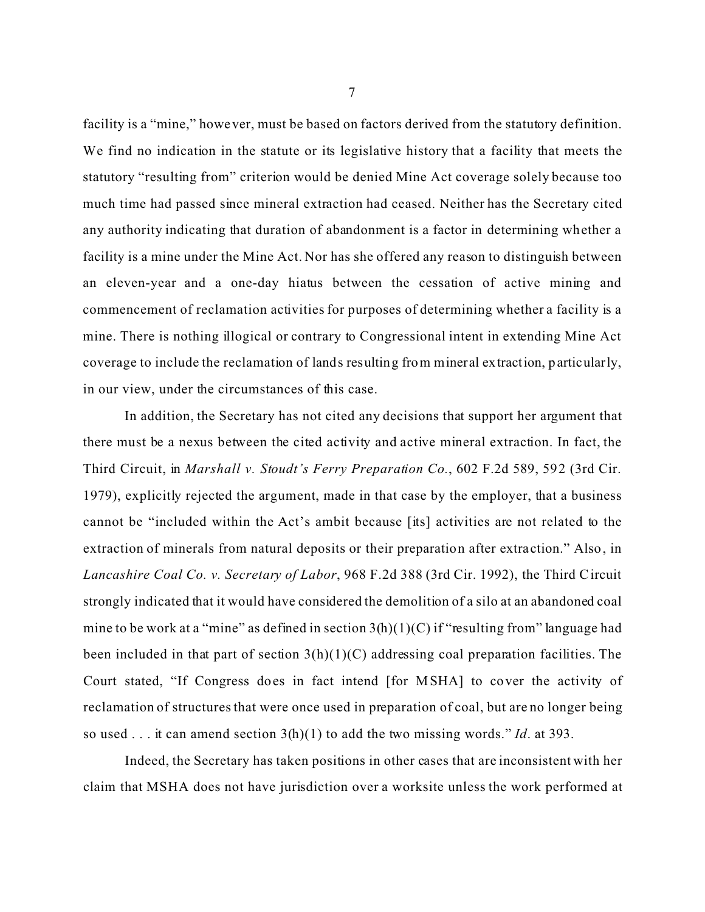facility is a "mine," however, must be based on factors derived from the statutory definition. We find no indication in the statute or its legislative history that a facility that meets the statutory "resulting from" criterion would be denied Mine Act coverage solely because too much time had passed since mineral extraction had ceased. Neither has the Secretary cited any authority indicating that duration of abandonment is a factor in determining whether a facility is a mine under the Mine Act. Nor has she offered any reason to distinguish between an eleven-year and a one-day hiatus between the cessation of active mining and commencement of reclamation activities for purposes of determining whether a facility is a mine. There is nothing illogical or contrary to Congressional intent in extending Mine Act coverage to include the reclamation of lands resulting from mineral extraction, particularly, in our view, under the circumstances of this case.

In addition, the Secretary has not cited any decisions that support her argument that there must be a nexus between the cited activity and active mineral extraction. In fact, the Third Circuit, in *Marshall v. Stoudt's Ferry Preparation Co.*, 602 F.2d 589, 592 (3rd Cir. 1979), explicitly rejected the argument, made in that case by the employer, that a business cannot be "included within the Act's ambit because [its] activities are not related to the extraction of minerals from natural deposits or their preparation after extraction." Also, in *Lancashire Coal Co. v. Secretary of Labor*, 968 F.2d 388 (3rd Cir. 1992), the Third Circuit strongly indicated that it would have considered the demolition of a silo at an abandoned coal mine to be work at a "mine" as defined in section 3(h)(1)(C) if "resulting from" language had been included in that part of section 3(h)(1)(C) addressing coal preparation facilities. The Court stated, "If Congress does in fact intend [for MSHA] to cover the activity of reclamation of structures that were once used in preparation of coal, but are no longer being so used . . . it can amend section 3(h)(1) to add the two missing words." *Id*. at 393.

Indeed, the Secretary has taken positions in other cases that are inconsistent with her claim that MSHA does not have jurisdiction over a worksite unless the work performed at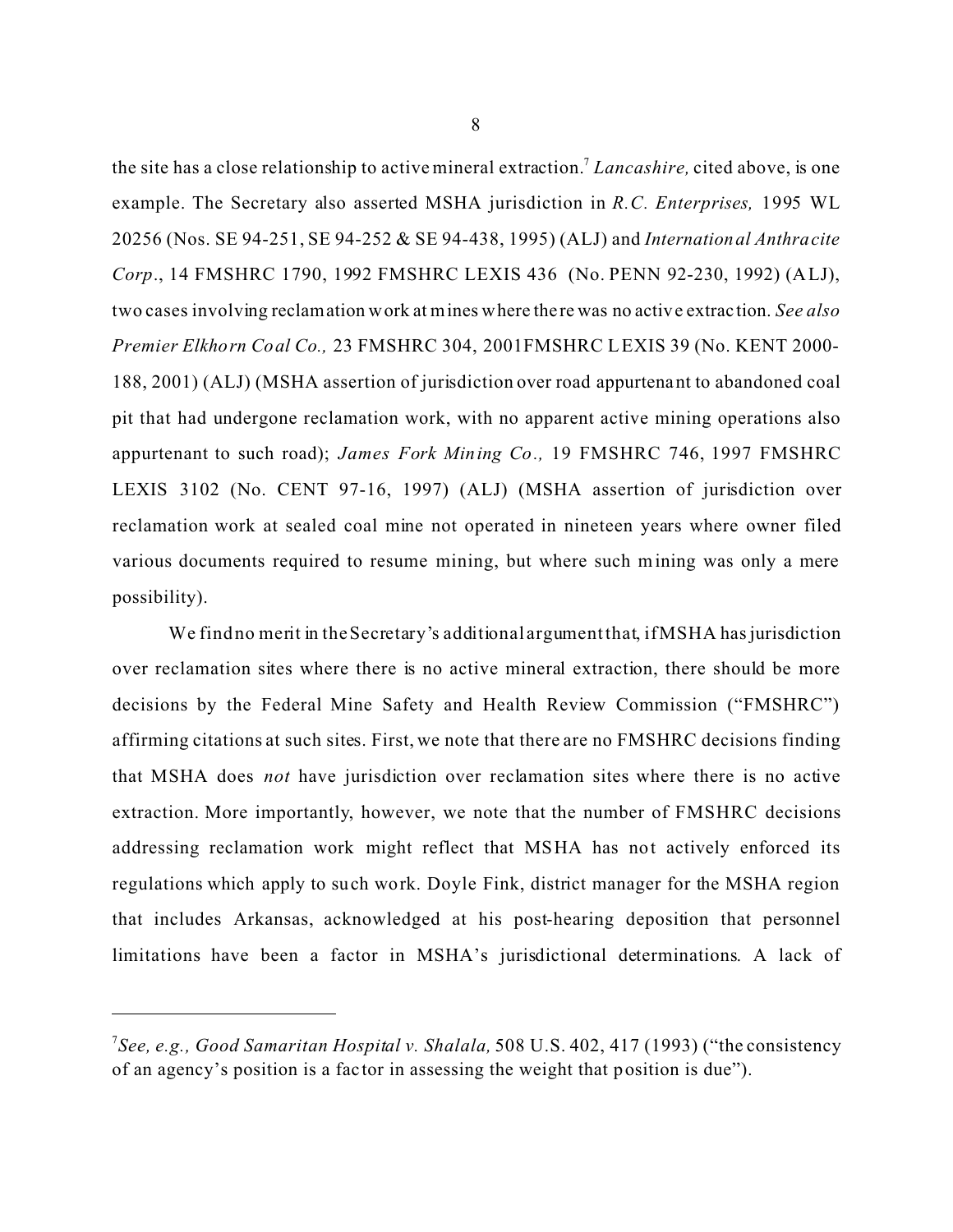the site has a close relationship to active mineral extraction.[7] *Lancashire,* cited above, is one example. The Secretary also asserted MSHA jurisdiction in *R.C. Enterprises,* 1995 WL 20256 (Nos. SE 94-251, SE 94-252 & SE 94-438, 1995) (ALJ) and *International Anthracite Corp*., 14 FMSHRC 1790, 1992 FMSHRC LEXIS 436 (No. PENN 92-230, 1992) (ALJ), two cases involving reclamation work at mines where there was no active extraction. *See also Premier Elkhorn Coal Co.,* 23 FMSHRC 304, 2001FMSHRC LEXIS 39 (No. KENT 2000-188, 2001) (ALJ) (MSHA assertion of jurisdiction over road appurtenant to abandoned coal pit that had undergone reclamation work, with no apparent active mining operations also appurtenant to such road); *James Fork Mining Co.,* 19 FMSHRC 746, 1997 FMSHRC LEXIS 3102 (No. CENT 97-16, 1997) (ALJ) (MSHA assertion of jurisdiction over reclamation work at sealed coal mine not operated in nineteen years where owner filed various documents required to resume mining, but where such mining was only a mere possibility).

We find no merit in the Secretary's additional argument that, if MSHA has jurisdiction over reclamation sites where there is no active mineral extraction, there should be more decisions by the Federal Mine Safety and Health Review Commission ("FMSHRC") affirming citations at such sites. First, we note that there are no FMSHRC decisions finding that MSHA does *not* have jurisdiction over reclamation sites where there is no active extraction. More importantly, however, we note that the number of FMSHRC decisions addressing reclamation work might reflect that MSHA has not actively enforced its regulations which apply to such work. Doyle Fink, district manager for the MSHA region that includes Arkansas, acknowledged at his post-hearing deposition that personnel limitations have been a factor in MSHA's jurisdictional determinations. A lack of

---

[7] *See, e.g., Good Samaritan Hospital v. Shalala,* 508 U.S. 402, 417 (1993) ("the consistency of an agency's position is a factor in assessing the weight that position is due").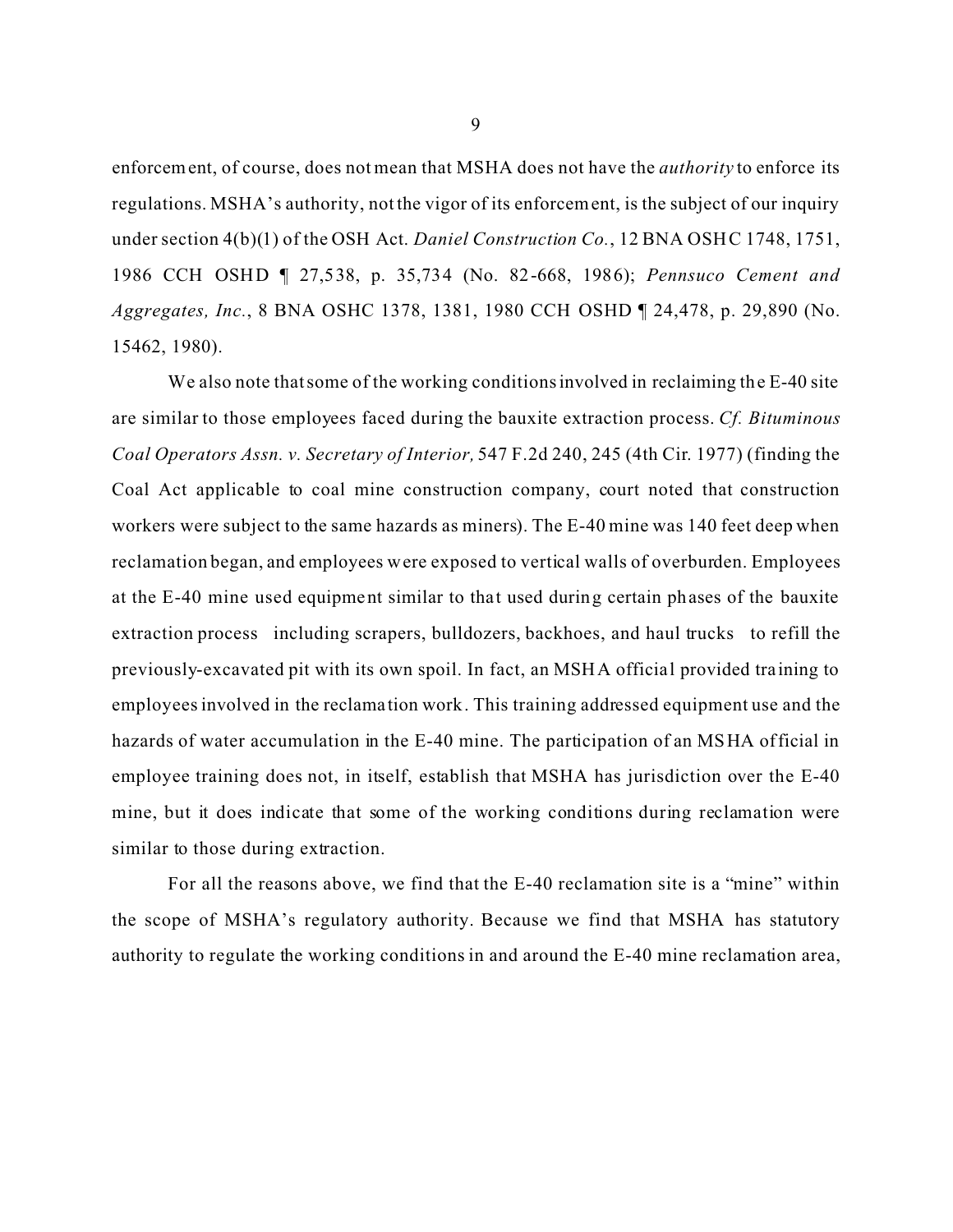enforcement, of course, does not mean that MSHA does not have the *authority* to enforce its regulations. MSHA's authority, not the vigor of its enforcement, is the subject of our inquiry under section 4(b)(1) of the OSH Act. *Daniel Construction Co.*, 12 BNA OSHC 1748, 1751, 1986 CCH OSHD ¶ 27,538, p. 35,734 (No. 82-668, 1986); *Pennsuco Cement and Aggregates, Inc.*, 8 BNA OSHC 1378, 1381, 1980 CCH OSHD ¶ 24,478, p. 29,890 (No. 15462, 1980).

We also note that some of the working conditions involved in reclaiming the E-40 site are similar to those employees faced during the bauxite extraction process. *Cf. Bituminous Coal Operators Assn. v. Secretary of Interior,* 547 F.2d 240, 245 (4th Cir. 1977) (finding the Coal Act applicable to coal mine construction company, court noted that construction workers were subject to the same hazards as miners). The E-40 mine was 140 feet deep when reclamation began, and employees were exposed to vertical walls of overburden. Employees at the E-40 mine used equipment similar to that used during certain phases of the bauxite extraction process including scrapers, bulldozers, backhoes, and haul trucks to refill the previously-excavated pit with its own spoil. In fact, an MSHA official provided training to employees involved in the reclamation work. This training addressed equipment use and the hazards of water accumulation in the E-40 mine. The participation of an MSHA official in employee training does not, in itself, establish that MSHA has jurisdiction over the E-40 mine, but it does indicate that some of the working conditions during reclamation were similar to those during extraction.

For all the reasons above, we find that the E-40 reclamation site is a "mine" within the scope of MSHA's regulatory authority. Because we find that MSHA has statutory authority to regulate the working conditions in and around the E-40 mine reclamation area,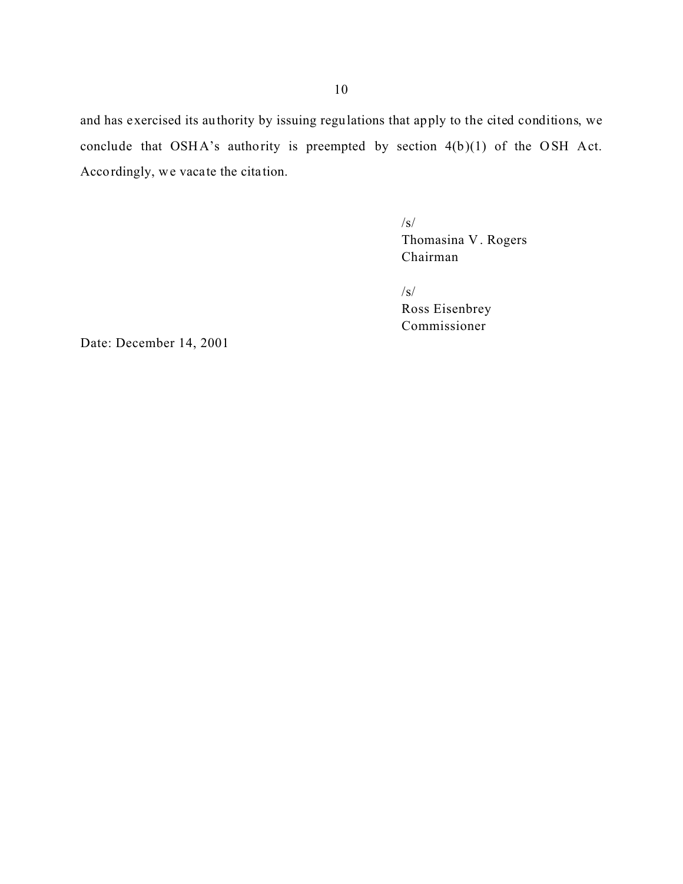and has exercised its authority by issuing regulations that apply to the cited conditions, we conclude that OSHA's authority is preempted by section 4(b)(1) of the OSH Act. Accordingly, we vacate the citation.

/s/
Thomasina V. Rogers
Chairman

/s/
Ross Eisenbrey
Commissioner

Date: December 14, 2001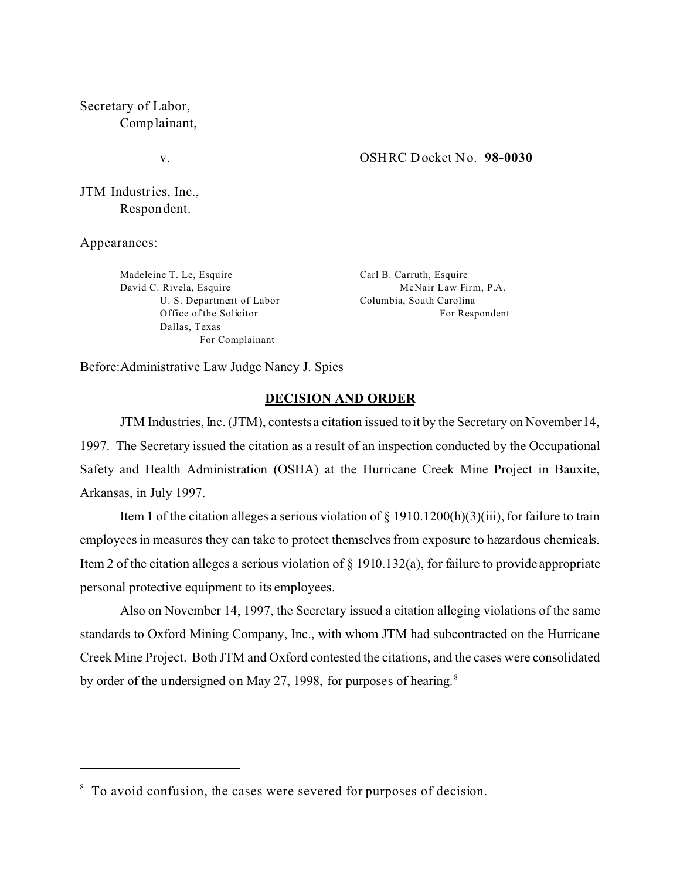Secretary of Labor,
Complainant,

v. OSHRC Docket No. **98-0030**

JTM Industries, Inc.,
Respondent.

Appearances:

Madeleine T. Le, Esquire
David C. Rivela, Esquire
U. S. Department of Labor
Office of the Solicitor
Dallas, Texas
For Complainant

Carl B. Carruth, Esquire
McNair Law Firm, P.A.
Columbia, South Carolina
For Respondent

Before: Administrative Law Judge Nancy J. Spies

## DECISION AND ORDER

JTM Industries, Inc. (JTM), contests a citation issued to it by the Secretary on November 14, 1997. The Secretary issued the citation as a result of an inspection conducted by the Occupational Safety and Health Administration (OSHA) at the Hurricane Creek Mine Project in Bauxite, Arkansas, in July 1997.

Item 1 of the citation alleges a serious violation of § 1910.1200(h)(3)(iii), for failure to train employees in measures they can take to protect themselves from exposure to hazardous chemicals. Item 2 of the citation alleges a serious violation of § 1910.132(a), for failure to provide appropriate personal protective equipment to its employees.

Also on November 14, 1997, the Secretary issued a citation alleging violations of the same standards to Oxford Mining Company, Inc., with whom JTM had subcontracted on the Hurricane Creek Mine Project. Both JTM and Oxford contested the citations, and the cases were consolidated by order of the undersigned on May 27, 1998, for purposes of hearing.[8]

[8] To avoid confusion, the cases were severed for purposes of decision.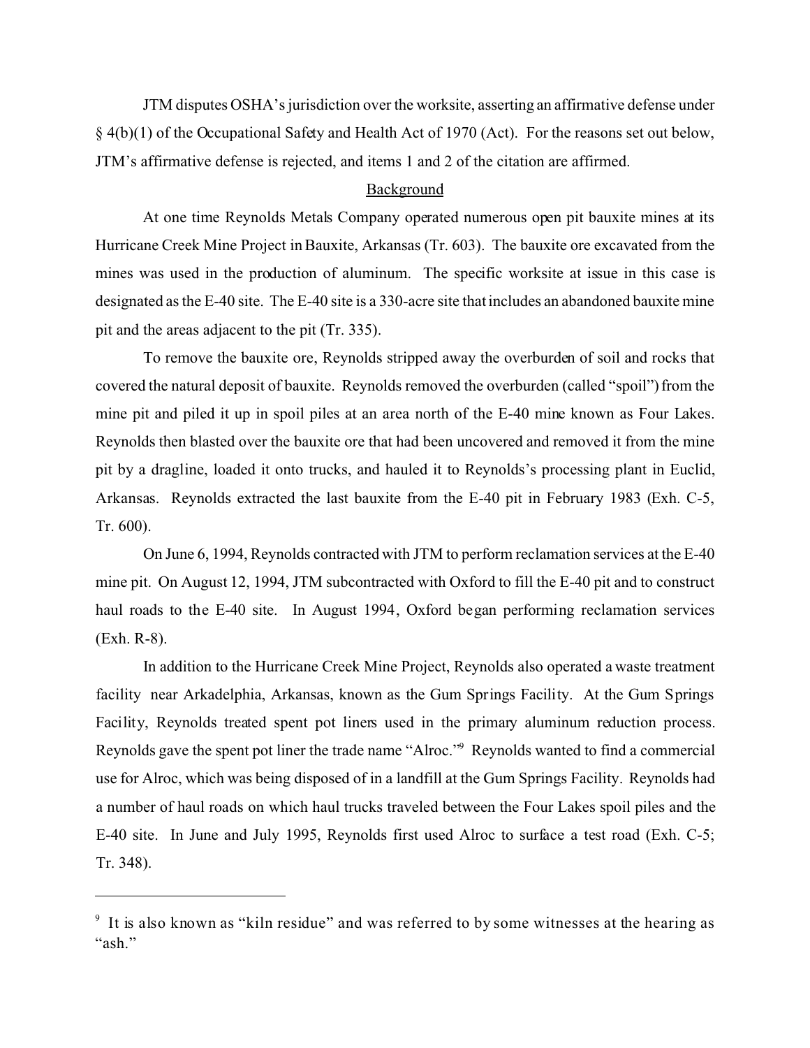JTM disputes OSHA's jurisdiction over the worksite, asserting an affirmative defense under § 4(b)(1) of the Occupational Safety and Health Act of 1970 (Act). For the reasons set out below, JTM's affirmative defense is rejected, and items 1 and 2 of the citation are affirmed.

## Background

At one time Reynolds Metals Company operated numerous open pit bauxite mines at its Hurricane Creek Mine Project in Bauxite, Arkansas (Tr. 603). The bauxite ore excavated from the mines was used in the production of aluminum. The specific worksite at issue in this case is designated as the E-40 site. The E-40 site is a 330-acre site that includes an abandoned bauxite mine pit and the areas adjacent to the pit (Tr. 335).

To remove the bauxite ore, Reynolds stripped away the overburden of soil and rocks that covered the natural deposit of bauxite. Reynolds removed the overburden (called "spoil") from the mine pit and piled it up in spoil piles at an area north of the E-40 mine known as Four Lakes. Reynolds then blasted over the bauxite ore that had been uncovered and removed it from the mine pit by a dragline, loaded it onto trucks, and hauled it to Reynolds's processing plant in Euclid, Arkansas. Reynolds extracted the last bauxite from the E-40 pit in February 1983 (Exh. C-5, Tr. 600).

On June 6, 1994, Reynolds contracted with JTM to perform reclamation services at the E-40 mine pit. On August 12, 1994, JTM subcontracted with Oxford to fill the E-40 pit and to construct haul roads to the E-40 site. In August 1994, Oxford began performing reclamation services (Exh. R-8).

In addition to the Hurricane Creek Mine Project, Reynolds also operated a waste treatment facility near Arkadelphia, Arkansas, known as the Gum Springs Facility. At the Gum Springs Facility, Reynolds treated spent pot liners used in the primary aluminum reduction process. Reynolds gave the spent pot liner the trade name "Alroc."[9] Reynolds wanted to find a commercial use for Alroc, which was being disposed of in a landfill at the Gum Springs Facility. Reynolds had a number of haul roads on which haul trucks traveled between the Four Lakes spoil piles and the E-40 site. In June and July 1995, Reynolds first used Alroc to surface a test road (Exh. C-5; Tr. 348).

---

[9] It is also known as "kiln residue" and was referred to by some witnesses at the hearing as "ash."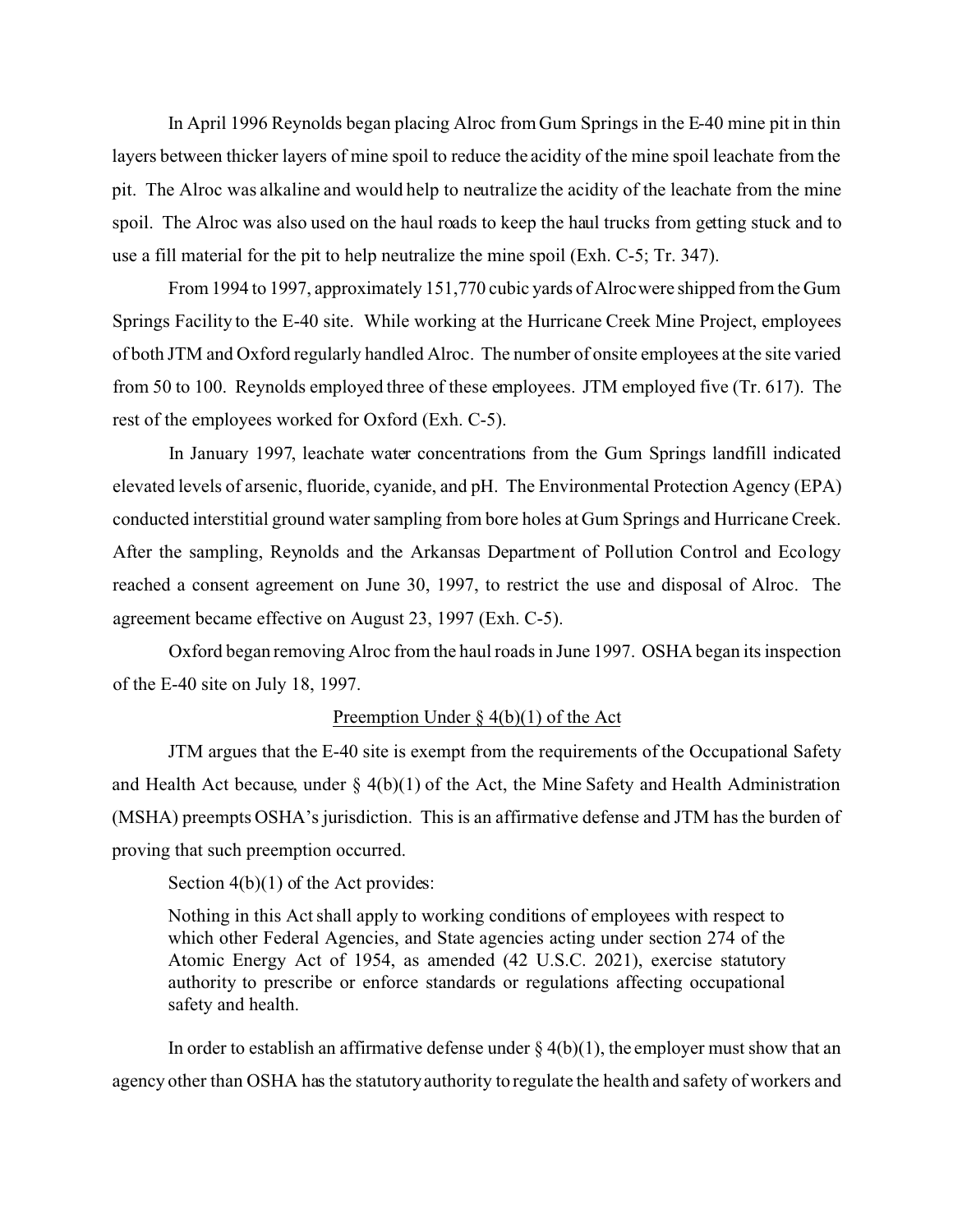In April 1996 Reynolds began placing Alroc from Gum Springs in the E-40 mine pit in thin layers between thicker layers of mine spoil to reduce the acidity of the mine spoil leachate from the pit. The Alroc was alkaline and would help to neutralize the acidity of the leachate from the mine spoil. The Alroc was also used on the haul roads to keep the haul trucks from getting stuck and to use a fill material for the pit to help neutralize the mine spoil (Exh. C-5; Tr. 347).

From 1994 to 1997, approximately 151,770 cubic yards of Alroc were shipped from the Gum Springs Facility to the E-40 site. While working at the Hurricane Creek Mine Project, employees of both JTM and Oxford regularly handled Alroc. The number of onsite employees at the site varied from 50 to 100. Reynolds employed three of these employees. JTM employed five (Tr. 617). The rest of the employees worked for Oxford (Exh. C-5).

In January 1997, leachate water concentrations from the Gum Springs landfill indicated elevated levels of arsenic, fluoride, cyanide, and pH. The Environmental Protection Agency (EPA) conducted interstitial ground water sampling from bore holes at Gum Springs and Hurricane Creek. After the sampling, Reynolds and the Arkansas Department of Pollution Control and Ecology reached a consent agreement on June 30, 1997, to restrict the use and disposal of Alroc. The agreement became effective on August 23, 1997 (Exh. C-5).

Oxford began removing Alroc from the haul roads in June 1997. OSHA began its inspection of the E-40 site on July 18, 1997.

## Preemption Under § 4(b)(1) of the Act

JTM argues that the E-40 site is exempt from the requirements of the Occupational Safety and Health Act because, under § 4(b)(1) of the Act, the Mine Safety and Health Administration (MSHA) preempts OSHA's jurisdiction. This is an affirmative defense and JTM has the burden of proving that such preemption occurred.

Section 4(b)(1) of the Act provides:

> Nothing in this Act shall apply to working conditions of employees with respect to which other Federal Agencies, and State agencies acting under section 274 of the Atomic Energy Act of 1954, as amended (42 U.S.C. 2021), exercise statutory authority to prescribe or enforce standards or regulations affecting occupational safety and health.

In order to establish an affirmative defense under § 4(b)(1), the employer must show that an agency other than OSHA has the statutory authority to regulate the health and safety of workers and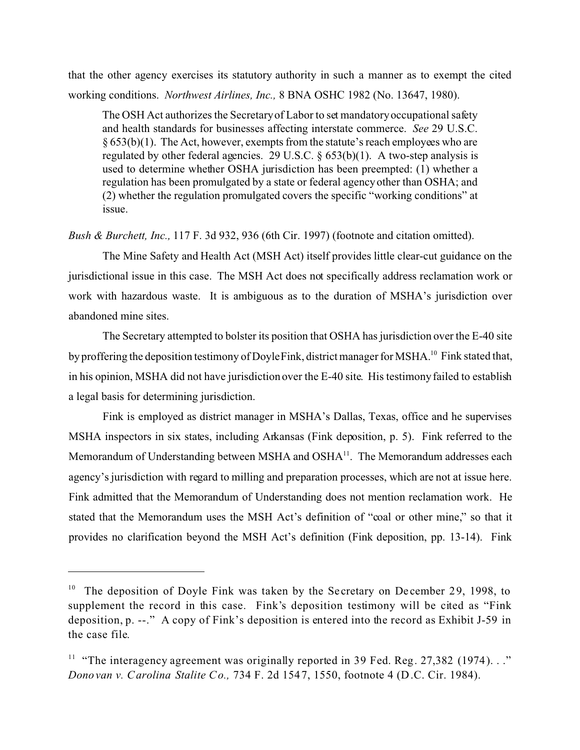that the other agency exercises its statutory authority in such a manner as to exempt the cited working conditions. *Northwest Airlines, Inc.,* 8 BNA OSHC 1982 (No. 13647, 1980).

> The OSH Act authorizes the Secretary of Labor to set mandatory occupational safety and health standards for businesses affecting interstate commerce. *See* 29 U.S.C. § 653(b)(1). The Act, however, exempts from the statute's reach employees who are regulated by other federal agencies. 29 U.S.C. § 653(b)(1). A two-step analysis is used to determine whether OSHA jurisdiction has been preempted: (1) whether a regulation has been promulgated by a state or federal agency other than OSHA; and (2) whether the regulation promulgated covers the specific "working conditions" at issue.

*Bush & Burchett, Inc.,* 117 F. 3d 932, 936 (6th Cir. 1997) (footnote and citation omitted).

The Mine Safety and Health Act (MSH Act) itself provides little clear-cut guidance on the jurisdictional issue in this case. The MSH Act does not specifically address reclamation work or work with hazardous waste. It is ambiguous as to the duration of MSHA's jurisdiction over abandoned mine sites.

The Secretary attempted to bolster its position that OSHA has jurisdiction over the E-40 site by proffering the deposition testimony of Doyle Fink, district manager for MSHA.[10] Fink stated that, in his opinion, MSHA did not have jurisdiction over the E-40 site. His testimony failed to establish a legal basis for determining jurisdiction.

Fink is employed as district manager in MSHA's Dallas, Texas, office and he supervises MSHA inspectors in six states, including Arkansas (Fink deposition, p. 5). Fink referred to the Memorandum of Understanding between MSHA and OSHA[11]. The Memorandum addresses each agency's jurisdiction with regard to milling and preparation processes, which are not at issue here. Fink admitted that the Memorandum of Understanding does not mention reclamation work. He stated that the Memorandum uses the MSH Act's definition of "coal or other mine," so that it provides no clarification beyond the MSH Act's definition (Fink deposition, pp. 13-14). Fink

---

[10] The deposition of Doyle Fink was taken by the Secretary on December 29, 1998, to supplement the record in this case. Fink's deposition testimony will be cited as "Fink deposition, p. --." A copy of Fink's deposition is entered into the record as Exhibit J-59 in the case file.

[11] "The interagency agreement was originally reported in 39 Fed. Reg. 27,382 (1974). . ." *Donovan v. Carolina Stalite Co.,* 734 F. 2d 1547, 1550, footnote 4 (D.C. Cir. 1984).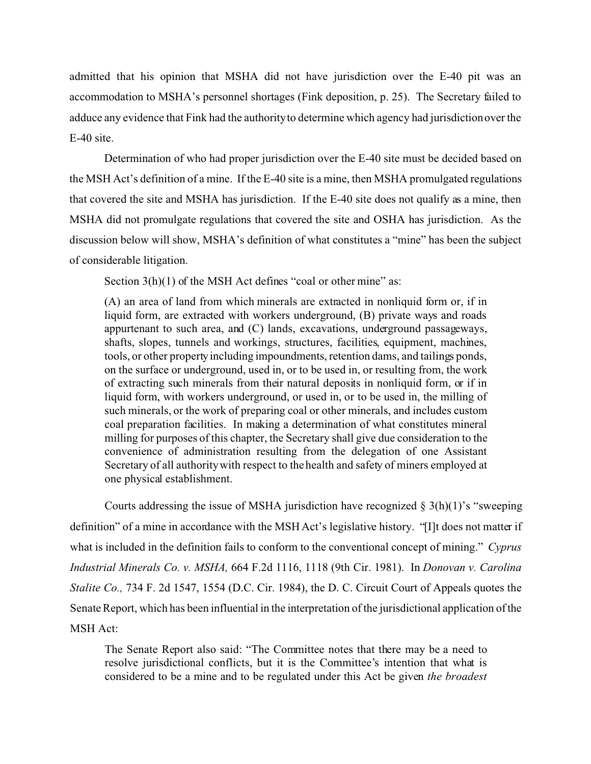admitted that his opinion that MSHA did not have jurisdiction over the E-40 pit was an accommodation to MSHA's personnel shortages (Fink deposition, p. 25). The Secretary failed to adduce any evidence that Fink had the authority to determine which agency had jurisdiction over the E-40 site.

Determination of who had proper jurisdiction over the E-40 site must be decided based on the MSH Act's definition of a mine. If the E-40 site is a mine, then MSHA promulgated regulations that covered the site and MSHA has jurisdiction. If the E-40 site does not qualify as a mine, then MSHA did not promulgate regulations that covered the site and OSHA has jurisdiction. As the discussion below will show, MSHA's definition of what constitutes a "mine" has been the subject of considerable litigation.

Section 3(h)(1) of the MSH Act defines "coal or other mine" as:

> (A) an area of land from which minerals are extracted in nonliquid form or, if in liquid form, are extracted with workers underground, (B) private ways and roads appurtenant to such area, and (C) lands, excavations, underground passageways, shafts, slopes, tunnels and workings, structures, facilities, equipment, machines, tools, or other property including impoundments, retention dams, and tailings ponds, on the surface or underground, used in, or to be used in, or resulting from, the work of extracting such minerals from their natural deposits in nonliquid form, or if in liquid form, with workers underground, or used in, or to be used in, the milling of such minerals, or the work of preparing coal or other minerals, and includes custom coal preparation facilities. In making a determination of what constitutes mineral milling for purposes of this chapter, the Secretary shall give due consideration to the convenience of administration resulting from the delegation of one Assistant Secretary of all authority with respect to the health and safety of miners employed at one physical establishment.

Courts addressing the issue of MSHA jurisdiction have recognized § 3(h)(1)'s "sweeping definition" of a mine in accordance with the MSH Act's legislative history. "[I]t does not matter if what is included in the definition fails to conform to the conventional concept of mining." *Cyprus Industrial Minerals Co. v. MSHA,* 664 F.2d 1116, 1118 (9th Cir. 1981). In *Donovan v. Carolina Stalite Co.,* 734 F. 2d 1547, 1554 (D.C. Cir. 1984), the D. C. Circuit Court of Appeals quotes the Senate Report, which has been influential in the interpretation of the jurisdictional application of the MSH Act:

> The Senate Report also said: "The Committee notes that there may be a need to resolve jurisdictional conflicts, but it is the Committee's intention that what is considered to be a mine and to be regulated under this Act be given *the broadest*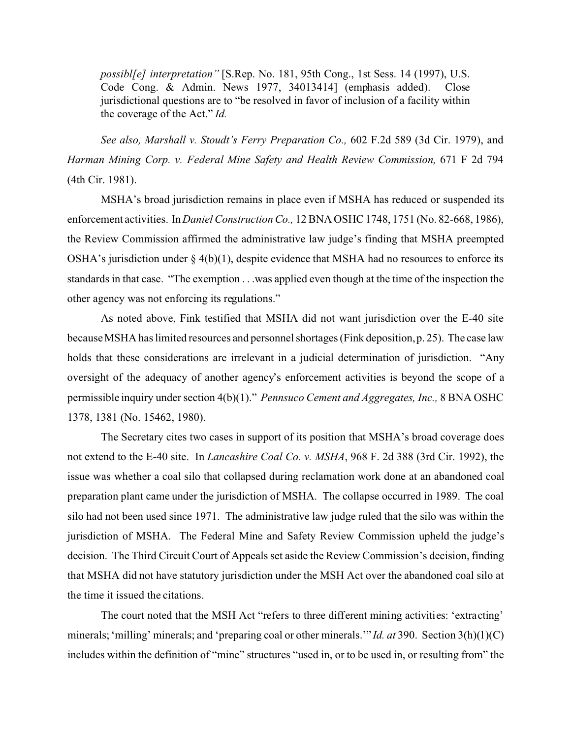> *possibl[e] interpretation"* [S.Rep. No. 181, 95th Cong., 1st Sess. 14 (1997), U.S. Code Cong. & Admin. News 1977, 34013414] (emphasis added). Close jurisdictional questions are to "be resolved in favor of inclusion of a facility within the coverage of the Act." *Id.*

*See also, Marshall v. Stoudt's Ferry Preparation Co.,* 602 F.2d 589 (3d Cir. 1979), and *Harman Mining Corp. v. Federal Mine Safety and Health Review Commission,* 671 F 2d 794 (4th Cir. 1981).

MSHA's broad jurisdiction remains in place even if MSHA has reduced or suspended its enforcement activities. In *Daniel Construction Co.,* 12 BNA OSHC 1748, 1751 (No. 82-668, 1986), the Review Commission affirmed the administrative law judge's finding that MSHA preempted OSHA's jurisdiction under § 4(b)(1), despite evidence that MSHA had no resources to enforce its standards in that case. "The exemption . . .was applied even though at the time of the inspection the other agency was not enforcing its regulations."

As noted above, Fink testified that MSHA did not want jurisdiction over the E-40 site because MSHA has limited resources and personnel shortages (Fink deposition, p. 25). The case law holds that these considerations are irrelevant in a judicial determination of jurisdiction. "Any oversight of the adequacy of another agency's enforcement activities is beyond the scope of a permissible inquiry under section 4(b)(1)." *Pennsuco Cement and Aggregates, Inc.,* 8 BNA OSHC 1378, 1381 (No. 15462, 1980).

The Secretary cites two cases in support of its position that MSHA's broad coverage does not extend to the E-40 site. In *Lancashire Coal Co. v. MSHA*, 968 F. 2d 388 (3rd Cir. 1992), the issue was whether a coal silo that collapsed during reclamation work done at an abandoned coal preparation plant came under the jurisdiction of MSHA. The collapse occurred in 1989. The coal silo had not been used since 1971. The administrative law judge ruled that the silo was within the jurisdiction of MSHA. The Federal Mine and Safety Review Commission upheld the judge's decision. The Third Circuit Court of Appeals set aside the Review Commission's decision, finding that MSHA did not have statutory jurisdiction under the MSH Act over the abandoned coal silo at the time it issued the citations.

The court noted that the MSH Act "refers to three different mining activities: 'extracting' minerals; 'milling' minerals; and 'preparing coal or other minerals.'" *Id. at* 390. Section 3(h)(1)(C) includes within the definition of "mine" structures "used in, or to be used in, or resulting from" the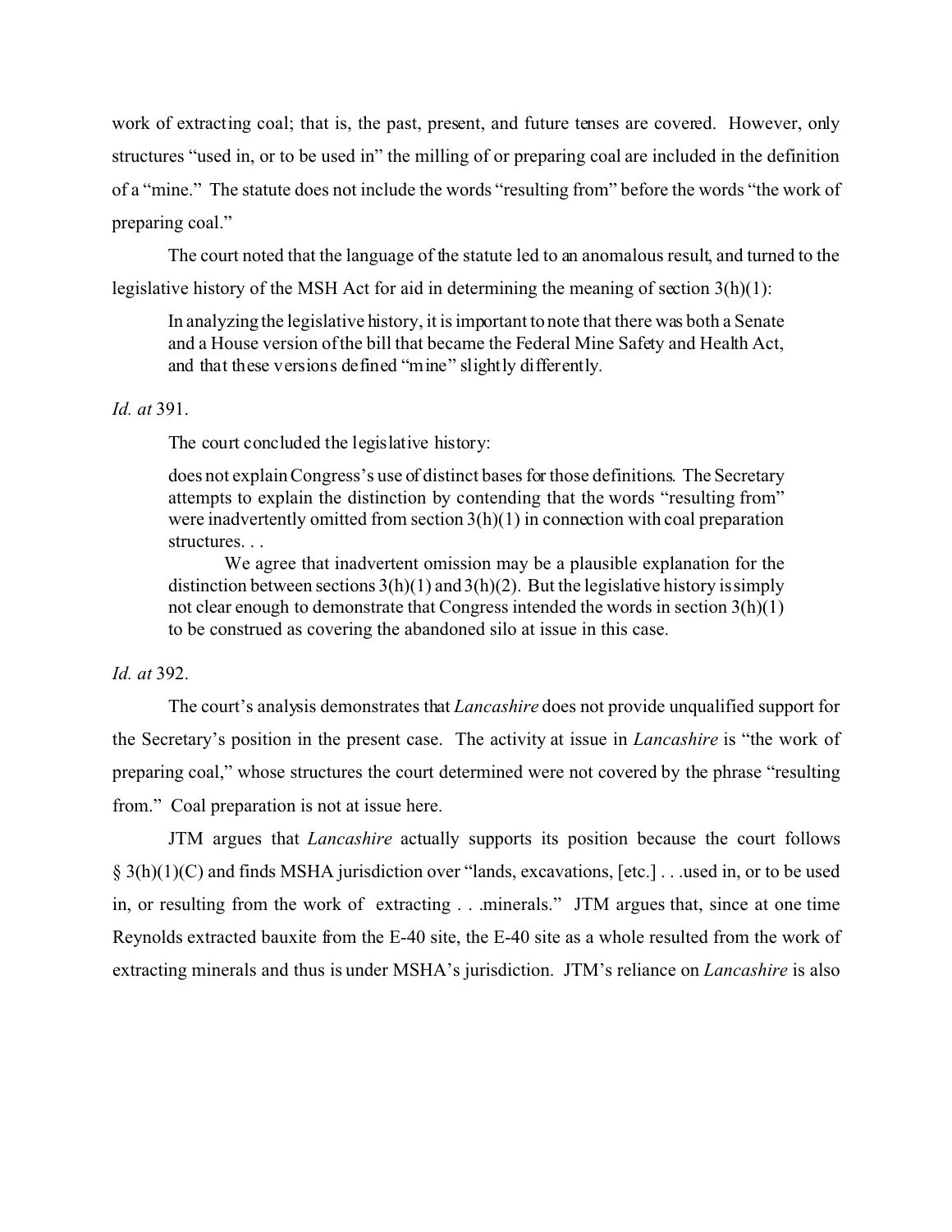work of extracting coal; that is, the past, present, and future tenses are covered. However, only structures "used in, or to be used in" the milling of or preparing coal are included in the definition of a "mine." The statute does not include the words "resulting from" before the words "the work of preparing coal."

The court noted that the language of the statute led to an anomalous result, and turned to the legislative history of the MSH Act for aid in determining the meaning of section 3(h)(1):

> In analyzing the legislative history, it is important to note that there was both a Senate and a House version of the bill that became the Federal Mine Safety and Health Act, and that these versions defined "mine" slightly differently.

*Id. at* 391.

The court concluded the legislative history:

> does not explain Congress's use of distinct bases for those definitions. The Secretary attempts to explain the distinction by contending that the words "resulting from" were inadvertently omitted from section 3(h)(1) in connection with coal preparation structures. . .
>
> We agree that inadvertent omission may be a plausible explanation for the distinction between sections 3(h)(1) and 3(h)(2). But the legislative history is simply not clear enough to demonstrate that Congress intended the words in section 3(h)(1) to be construed as covering the abandoned silo at issue in this case.

*Id. at* 392.

The court's analysis demonstrates that *Lancashire* does not provide unqualified support for the Secretary's position in the present case. The activity at issue in *Lancashire* is "the work of preparing coal," whose structures the court determined were not covered by the phrase "resulting from." Coal preparation is not at issue here.

JTM argues that *Lancashire* actually supports its position because the court follows § 3(h)(1)(C) and finds MSHA jurisdiction over "lands, excavations, [etc.] . . .used in, or to be used in, or resulting from the work of extracting . . .minerals." JTM argues that, since at one time Reynolds extracted bauxite from the E-40 site, the E-40 site as a whole resulted from the work of extracting minerals and thus is under MSHA's jurisdiction. JTM's reliance on *Lancashire* is also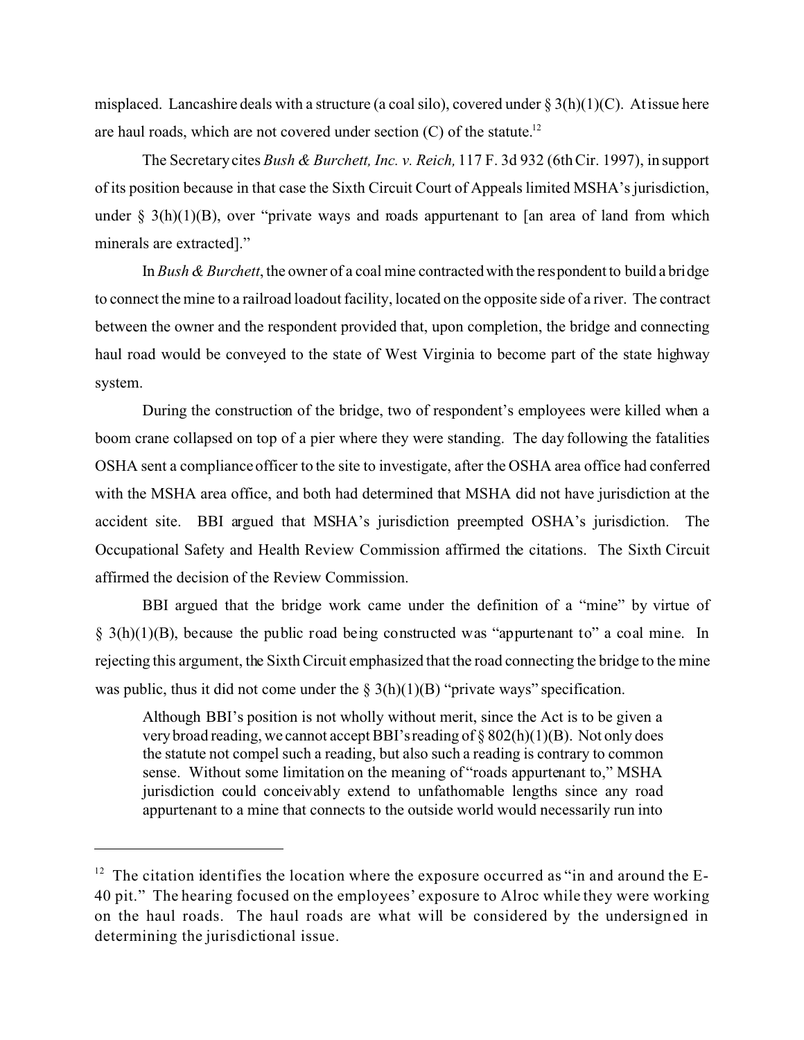misplaced. Lancashire deals with a structure (a coal silo), covered under § 3(h)(1)(C). At issue here are haul roads, which are not covered under section (C) of the statute.[12]

The Secretary cites *Bush & Burchett, Inc. v. Reich,* 117 F. 3d 932 (6th Cir. 1997), in support of its position because in that case the Sixth Circuit Court of Appeals limited MSHA's jurisdiction, under § 3(h)(1)(B), over "private ways and roads appurtenant to [an area of land from which minerals are extracted]."

In *Bush & Burchett*, the owner of a coal mine contracted with the respondent to build a bridge to connect the mine to a railroad loadout facility, located on the opposite side of a river. The contract between the owner and the respondent provided that, upon completion, the bridge and connecting haul road would be conveyed to the state of West Virginia to become part of the state highway system.

During the construction of the bridge, two of respondent's employees were killed when a boom crane collapsed on top of a pier where they were standing. The day following the fatalities OSHA sent a compliance officer to the site to investigate, after the OSHA area office had conferred with the MSHA area office, and both had determined that MSHA did not have jurisdiction at the accident site. BBI argued that MSHA's jurisdiction preempted OSHA's jurisdiction. The Occupational Safety and Health Review Commission affirmed the citations. The Sixth Circuit affirmed the decision of the Review Commission.

BBI argued that the bridge work came under the definition of a "mine" by virtue of § 3(h)(1)(B), because the public road being constructed was "appurtenant to" a coal mine. In rejecting this argument, the Sixth Circuit emphasized that the road connecting the bridge to the mine was public, thus it did not come under the § 3(h)(1)(B) "private ways" specification.

> Although BBI's position is not wholly without merit, since the Act is to be given a very broad reading, we cannot accept BBI's reading of § 802(h)(1)(B). Not only does the statute not compel such a reading, but also such a reading is contrary to common sense. Without some limitation on the meaning of "roads appurtenant to," MSHA jurisdiction could conceivably extend to unfathomable lengths since any road appurtenant to a mine that connects to the outside world would necessarily run into

[12] The citation identifies the location where the exposure occurred as "in and around the E-40 pit." The hearing focused on the employees' exposure to Alroc while they were working on the haul roads. The haul roads are what will be considered by the undersigned in determining the jurisdictional issue.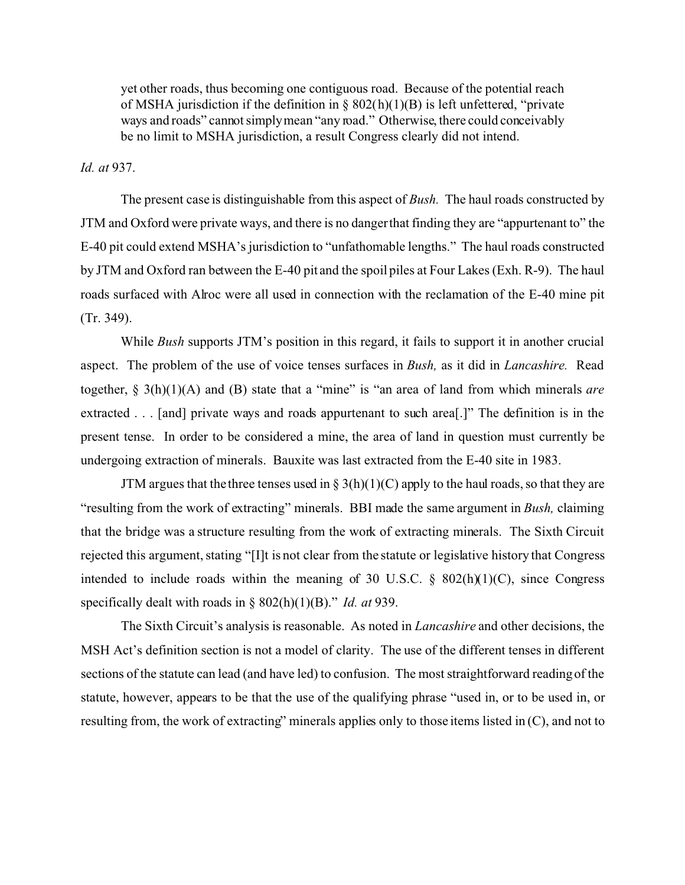> yet other roads, thus becoming one contiguous road. Because of the potential reach of MSHA jurisdiction if the definition in § 802(h)(1)(B) is left unfettered, "private ways and roads" cannot simply mean "any road." Otherwise, there could conceivably be no limit to MSHA jurisdiction, a result Congress clearly did not intend.

*Id. at* 937.

The present case is distinguishable from this aspect of *Bush.* The haul roads constructed by JTM and Oxford were private ways, and there is no danger that finding they are "appurtenant to" the E-40 pit could extend MSHA's jurisdiction to "unfathomable lengths." The haul roads constructed by JTM and Oxford ran between the E-40 pit and the spoil piles at Four Lakes (Exh. R-9). The haul roads surfaced with Alroc were all used in connection with the reclamation of the E-40 mine pit (Tr. 349).

While *Bush* supports JTM's position in this regard, it fails to support it in another crucial aspect. The problem of the use of voice tenses surfaces in *Bush,* as it did in *Lancashire.* Read together, § 3(h)(1)(A) and (B) state that a "mine" is "an area of land from which minerals *are* extracted . . . [and] private ways and roads appurtenant to such area[.]" The definition is in the present tense. In order to be considered a mine, the area of land in question must currently be undergoing extraction of minerals. Bauxite was last extracted from the E-40 site in 1983.

JTM argues that the three tenses used in § 3(h)(1)(C) apply to the haul roads, so that they are "resulting from the work of extracting" minerals. BBI made the same argument in *Bush,* claiming that the bridge was a structure resulting from the work of extracting minerals. The Sixth Circuit rejected this argument, stating "[I]t is not clear from the statute or legislative history that Congress intended to include roads within the meaning of 30 U.S.C. § 802(h)(1)(C), since Congress specifically dealt with roads in § 802(h)(1)(B)." *Id. at* 939.

The Sixth Circuit's analysis is reasonable. As noted in *Lancashire* and other decisions, the MSH Act's definition section is not a model of clarity. The use of the different tenses in different sections of the statute can lead (and have led) to confusion. The most straightforward reading of the statute, however, appears to be that the use of the qualifying phrase "used in, or to be used in, or resulting from, the work of extracting" minerals applies only to those items listed in (C), and not to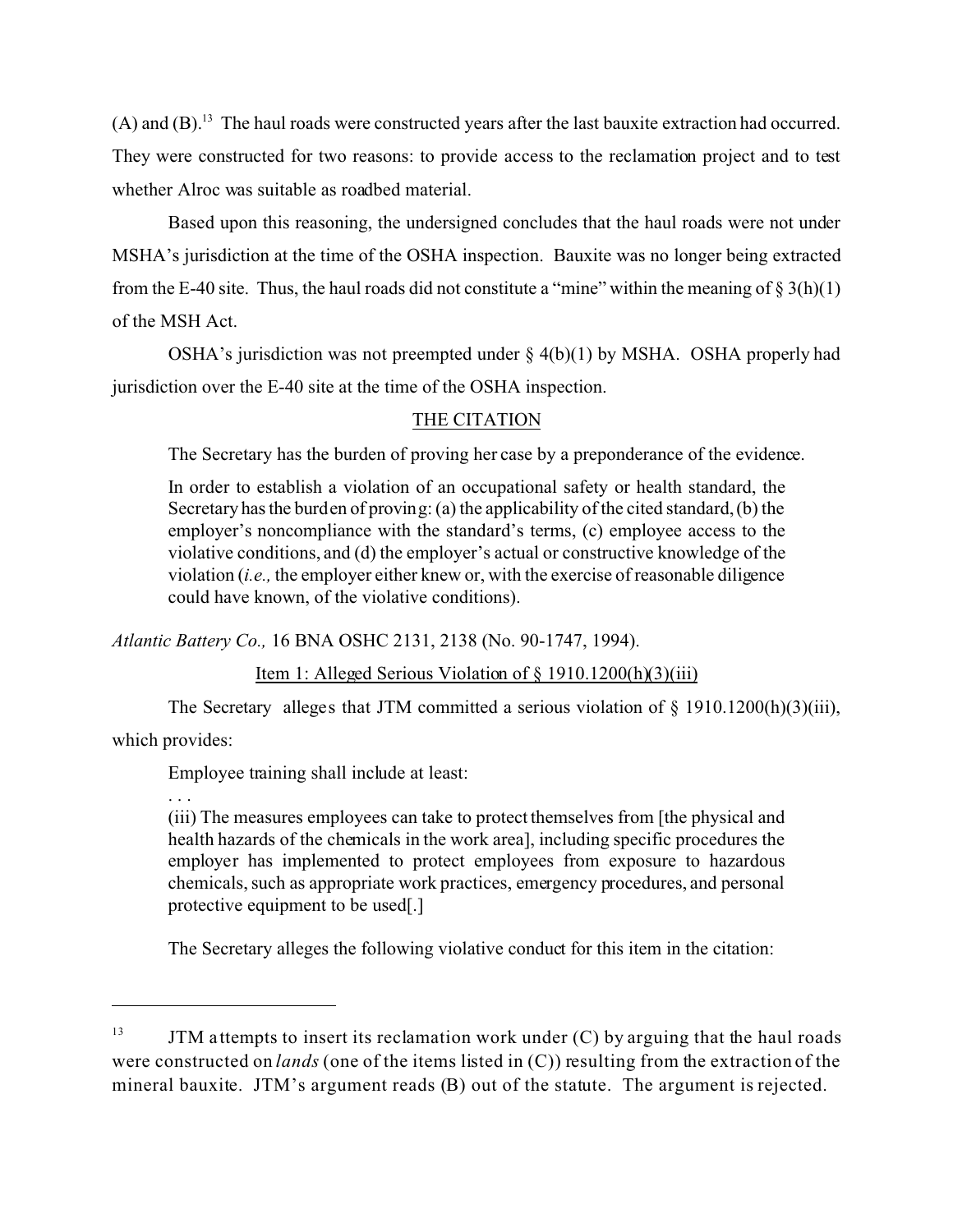(A) and (B).[13] The haul roads were constructed years after the last bauxite extraction had occurred. They were constructed for two reasons: to provide access to the reclamation project and to test whether Alroc was suitable as roadbed material.

Based upon this reasoning, the undersigned concludes that the haul roads were not under MSHA's jurisdiction at the time of the OSHA inspection. Bauxite was no longer being extracted from the E-40 site. Thus, the haul roads did not constitute a "mine" within the meaning of § 3(h)(1) of the MSH Act.

OSHA's jurisdiction was not preempted under § 4(b)(1) by MSHA. OSHA properly had jurisdiction over the E-40 site at the time of the OSHA inspection.

## THE CITATION

The Secretary has the burden of proving her case by a preponderance of the evidence.

> In order to establish a violation of an occupational safety or health standard, the Secretary has the burden of proving: (a) the applicability of the cited standard, (b) the employer's noncompliance with the standard's terms, (c) employee access to the violative conditions, and (d) the employer's actual or constructive knowledge of the violation (*i.e.,* the employer either knew or, with the exercise of reasonable diligence could have known, of the violative conditions).

*Atlantic Battery Co.,* 16 BNA OSHC 2131, 2138 (No. 90-1747, 1994).

### Item 1: Alleged Serious Violation of § 1910.1200(h)(3)(iii)

The Secretary alleges that JTM committed a serious violation of § 1910.1200(h)(3)(iii), which provides:

> Employee training shall include at least:
>
> . . .
>
> (iii) The measures employees can take to protect themselves from [the physical and health hazards of the chemicals in the work area], including specific procedures the employer has implemented to protect employees from exposure to hazardous chemicals, such as appropriate work practices, emergency procedures, and personal protective equipment to be used[.]

The Secretary alleges the following violative conduct for this item in the citation:

---

[13] JTM attempts to insert its reclamation work under (C) by arguing that the haul roads were constructed on *lands* (one of the items listed in (C)) resulting from the extraction of the mineral bauxite. JTM's argument reads (B) out of the statute. The argument is rejected.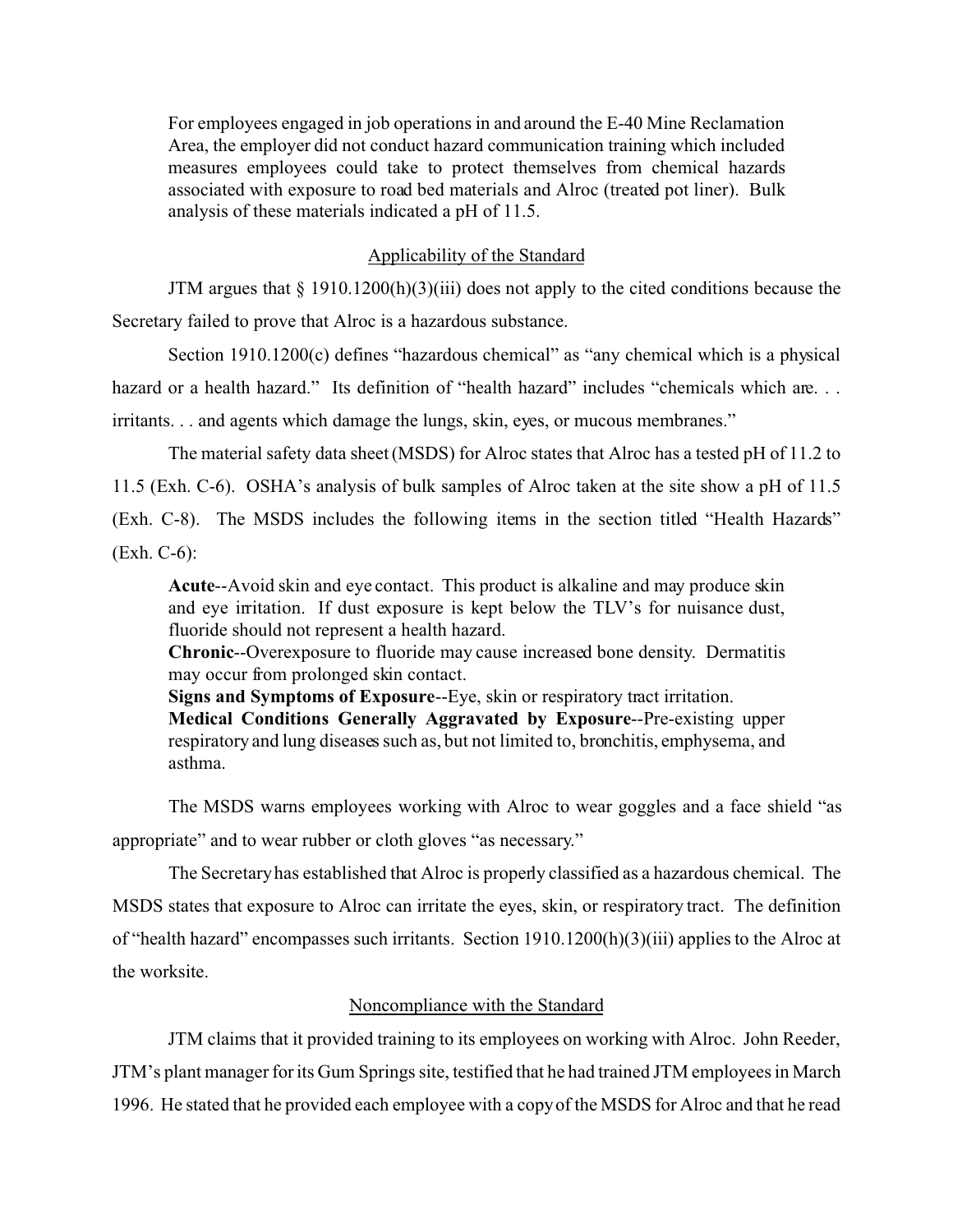> For employees engaged in job operations in and around the E-40 Mine Reclamation Area, the employer did not conduct hazard communication training which included measures employees could take to protect themselves from chemical hazards associated with exposure to road bed materials and Alroc (treated pot liner). Bulk analysis of these materials indicated a pH of 11.5.

<u>Applicability of the Standard</u>

JTM argues that § 1910.1200(h)(3)(iii) does not apply to the cited conditions because the Secretary failed to prove that Alroc is a hazardous substance.

Section 1910.1200(c) defines "hazardous chemical" as "any chemical which is a physical hazard or a health hazard." Its definition of "health hazard" includes "chemicals which are. . . irritants. . . and agents which damage the lungs, skin, eyes, or mucous membranes."

The material safety data sheet (MSDS) for Alroc states that Alroc has a tested pH of 11.2 to 11.5 (Exh. C-6). OSHA's analysis of bulk samples of Alroc taken at the site show a pH of 11.5 (Exh. C-8). The MSDS includes the following items in the section titled "Health Hazards" (Exh. C-6):

> **Acute**--Avoid skin and eye contact. This product is alkaline and may produce skin and eye irritation. If dust exposure is kept below the TLV's for nuisance dust, fluoride should not represent a health hazard.
> **Chronic**--Overexposure to fluoride may cause increased bone density. Dermatitis may occur from prolonged skin contact.
> **Signs and Symptoms of Exposure**--Eye, skin or respiratory tract irritation.
> **Medical Conditions Generally Aggravated by Exposure**--Pre-existing upper respiratory and lung diseases such as, but not limited to, bronchitis, emphysema, and asthma.

The MSDS warns employees working with Alroc to wear goggles and a face shield "as appropriate" and to wear rubber or cloth gloves "as necessary."

The Secretary has established that Alroc is properly classified as a hazardous chemical. The MSDS states that exposure to Alroc can irritate the eyes, skin, or respiratory tract. The definition of "health hazard" encompasses such irritants. Section 1910.1200(h)(3)(iii) applies to the Alroc at the worksite.

<u>Noncompliance with the Standard</u>

JTM claims that it provided training to its employees on working with Alroc. John Reeder, JTM's plant manager for its Gum Springs site, testified that he had trained JTM employees in March 1996. He stated that he provided each employee with a copy of the MSDS for Alroc and that he read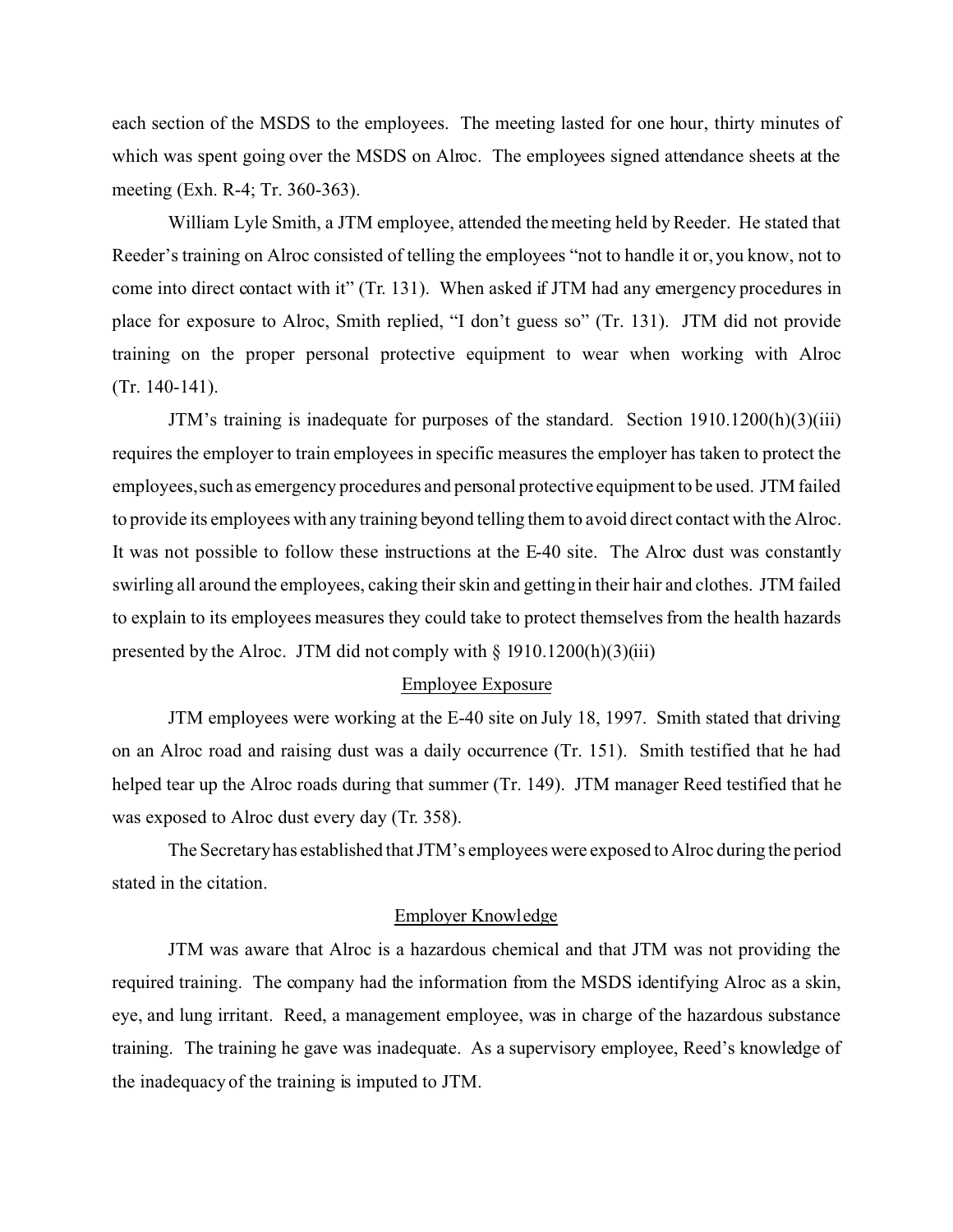each section of the MSDS to the employees. The meeting lasted for one hour, thirty minutes of which was spent going over the MSDS on Alroc. The employees signed attendance sheets at the meeting (Exh. R-4; Tr. 360-363).

William Lyle Smith, a JTM employee, attended the meeting held by Reeder. He stated that Reeder's training on Alroc consisted of telling the employees "not to handle it or, you know, not to come into direct contact with it" (Tr. 131). When asked if JTM had any emergency procedures in place for exposure to Alroc, Smith replied, "I don't guess so" (Tr. 131). JTM did not provide training on the proper personal protective equipment to wear when working with Alroc (Tr. 140-141).

JTM's training is inadequate for purposes of the standard. Section 1910.1200(h)(3)(iii) requires the employer to train employees in specific measures the employer has taken to protect the employees, such as emergency procedures and personal protective equipment to be used. JTM failed to provide its employees with any training beyond telling them to avoid direct contact with the Alroc. It was not possible to follow these instructions at the E-40 site. The Alroc dust was constantly swirling all around the employees, caking their skin and getting in their hair and clothes. JTM failed to explain to its employees measures they could take to protect themselves from the health hazards presented by the Alroc. JTM did not comply with § 1910.1200(h)(3)(iii)

<u>Employee Exposure</u>

JTM employees were working at the E-40 site on July 18, 1997. Smith stated that driving on an Alroc road and raising dust was a daily occurrence (Tr. 151). Smith testified that he had helped tear up the Alroc roads during that summer (Tr. 149). JTM manager Reed testified that he was exposed to Alroc dust every day (Tr. 358).

The Secretary has established that JTM's employees were exposed to Alroc during the period stated in the citation.

<u>Employer Knowledge</u>

JTM was aware that Alroc is a hazardous chemical and that JTM was not providing the required training. The company had the information from the MSDS identifying Alroc as a skin, eye, and lung irritant. Reed, a management employee, was in charge of the hazardous substance training. The training he gave was inadequate. As a supervisory employee, Reed's knowledge of the inadequacy of the training is imputed to JTM.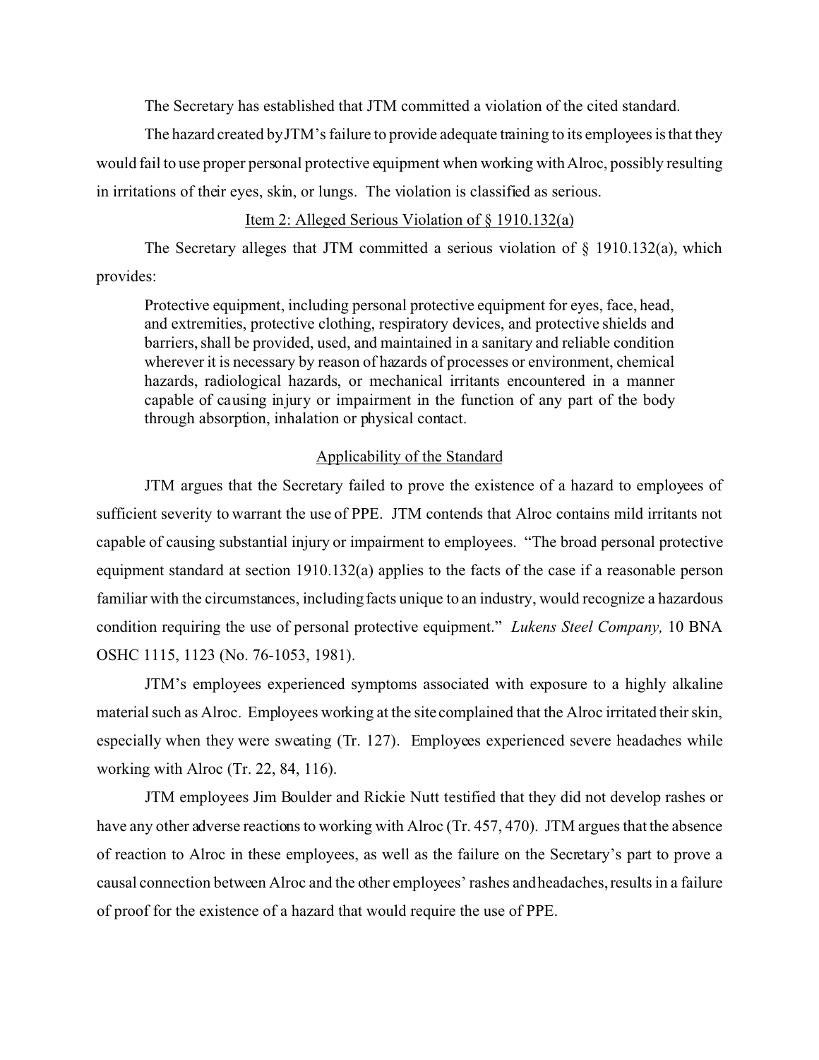The Secretary has established that JTM committed a violation of the cited standard.

The hazard created by JTM's failure to provide adequate training to its employees is that they would fail to use proper personal protective equipment when working with Alroc, possibly resulting in irritations of their eyes, skin, or lungs. The violation is classified as serious.

Item 2: Alleged Serious Violation of § 1910.132(a)

The Secretary alleges that JTM committed a serious violation of § 1910.132(a), which provides:

> Protective equipment, including personal protective equipment for eyes, face, head, and extremities, protective clothing, respiratory devices, and protective shields and barriers, shall be provided, used, and maintained in a sanitary and reliable condition wherever it is necessary by reason of hazards of processes or environment, chemical hazards, radiological hazards, or mechanical irritants encountered in a manner capable of causing injury or impairment in the function of any part of the body through absorption, inhalation or physical contact.

Applicability of the Standard

JTM argues that the Secretary failed to prove the existence of a hazard to employees of sufficient severity to warrant the use of PPE. JTM contends that Alroc contains mild irritants not capable of causing substantial injury or impairment to employees. "The broad personal protective equipment standard at section 1910.132(a) applies to the facts of the case if a reasonable person familiar with the circumstances, including facts unique to an industry, would recognize a hazardous condition requiring the use of personal protective equipment." *Lukens Steel Company,* 10 BNA OSHC 1115, 1123 (No. 76-1053, 1981).

JTM's employees experienced symptoms associated with exposure to a highly alkaline material such as Alroc. Employees working at the site complained that the Alroc irritated their skin, especially when they were sweating (Tr. 127). Employees experienced severe headaches while working with Alroc (Tr. 22, 84, 116).

JTM employees Jim Boulder and Rickie Nutt testified that they did not develop rashes or have any other adverse reactions to working with Alroc (Tr. 457, 470). JTM argues that the absence of reaction to Alroc in these employees, as well as the failure on the Secretary's part to prove a causal connection between Alroc and the other employees' rashes and headaches, results in a failure of proof for the existence of a hazard that would require the use of PPE.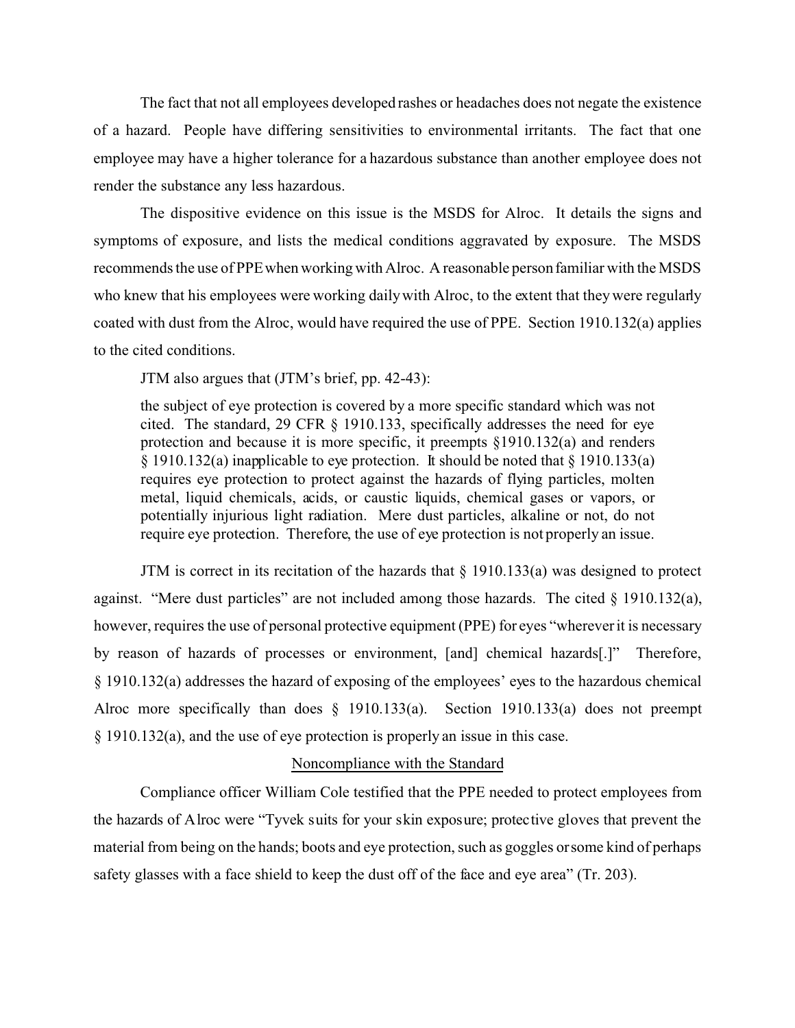The fact that not all employees developed rashes or headaches does not negate the existence of a hazard. People have differing sensitivities to environmental irritants. The fact that one employee may have a higher tolerance for a hazardous substance than another employee does not render the substance any less hazardous.

The dispositive evidence on this issue is the MSDS for Alroc. It details the signs and symptoms of exposure, and lists the medical conditions aggravated by exposure. The MSDS recommends the use of PPE when working with Alroc. A reasonable person familiar with the MSDS who knew that his employees were working daily with Alroc, to the extent that they were regularly coated with dust from the Alroc, would have required the use of PPE. Section 1910.132(a) applies to the cited conditions.

JTM also argues that (JTM's brief, pp. 42-43):

> the subject of eye protection is covered by a more specific standard which was not cited. The standard, 29 CFR § 1910.133, specifically addresses the need for eye protection and because it is more specific, it preempts §1910.132(a) and renders § 1910.132(a) inapplicable to eye protection. It should be noted that § 1910.133(a) requires eye protection to protect against the hazards of flying particles, molten metal, liquid chemicals, acids, or caustic liquids, chemical gases or vapors, or potentially injurious light radiation. Mere dust particles, alkaline or not, do not require eye protection. Therefore, the use of eye protection is not properly an issue.

JTM is correct in its recitation of the hazards that § 1910.133(a) was designed to protect against. "Mere dust particles" are not included among those hazards. The cited § 1910.132(a), however, requires the use of personal protective equipment (PPE) for eyes "wherever it is necessary by reason of hazards of processes or environment, [and] chemical hazards[.]" Therefore, § 1910.132(a) addresses the hazard of exposing of the employees' eyes to the hazardous chemical Alroc more specifically than does § 1910.133(a). Section 1910.133(a) does not preempt § 1910.132(a), and the use of eye protection is properly an issue in this case.

<u>Noncompliance with the Standard</u>

Compliance officer William Cole testified that the PPE needed to protect employees from the hazards of Alroc were "Tyvek suits for your skin exposure; protective gloves that prevent the material from being on the hands; boots and eye protection, such as goggles or some kind of perhaps safety glasses with a face shield to keep the dust off of the face and eye area" (Tr. 203).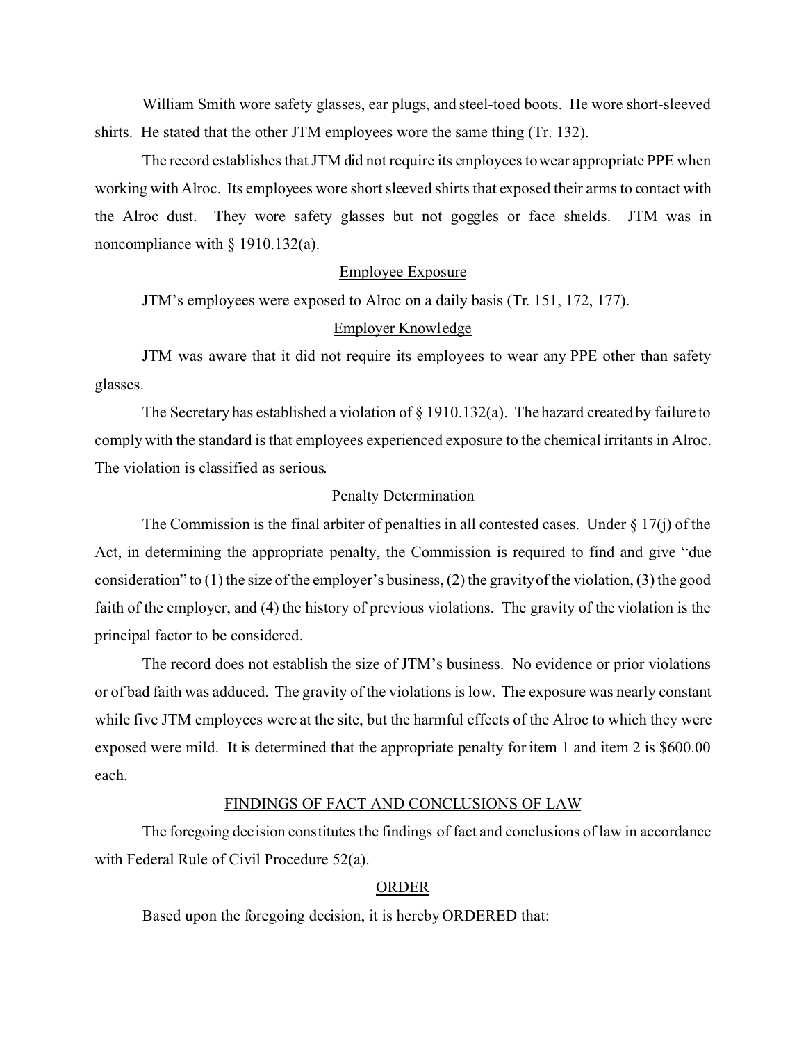William Smith wore safety glasses, ear plugs, and steel-toed boots. He wore short-sleeved shirts. He stated that the other JTM employees wore the same thing (Tr. 132).

The record establishes that JTM did not require its employees to wear appropriate PPE when working with Alroc. Its employees wore short sleeved shirts that exposed their arms to contact with the Alroc dust. They wore safety glasses but not goggles or face shields. JTM was in noncompliance with § 1910.132(a).

Employee Exposure

JTM's employees were exposed to Alroc on a daily basis (Tr. 151, 172, 177).

Employer Knowledge

JTM was aware that it did not require its employees to wear any PPE other than safety glasses.

The Secretary has established a violation of § 1910.132(a). The hazard created by failure to comply with the standard is that employees experienced exposure to the chemical irritants in Alroc. The violation is classified as serious.

Penalty Determination

The Commission is the final arbiter of penalties in all contested cases. Under § 17(j) of the Act, in determining the appropriate penalty, the Commission is required to find and give "due consideration" to (1) the size of the employer's business, (2) the gravity of the violation, (3) the good faith of the employer, and (4) the history of previous violations. The gravity of the violation is the principal factor to be considered.

The record does not establish the size of JTM's business. No evidence or prior violations or of bad faith was adduced. The gravity of the violations is low. The exposure was nearly constant while five JTM employees were at the site, but the harmful effects of the Alroc to which they were exposed were mild. It is determined that the appropriate penalty for item 1 and item 2 is $600.00 each.

FINDINGS OF FACT AND CONCLUSIONS OF LAW

The foregoing decision constitutes the findings of fact and conclusions of law in accordance with Federal Rule of Civil Procedure 52(a).

ORDER

Based upon the foregoing decision, it is hereby ORDERED that: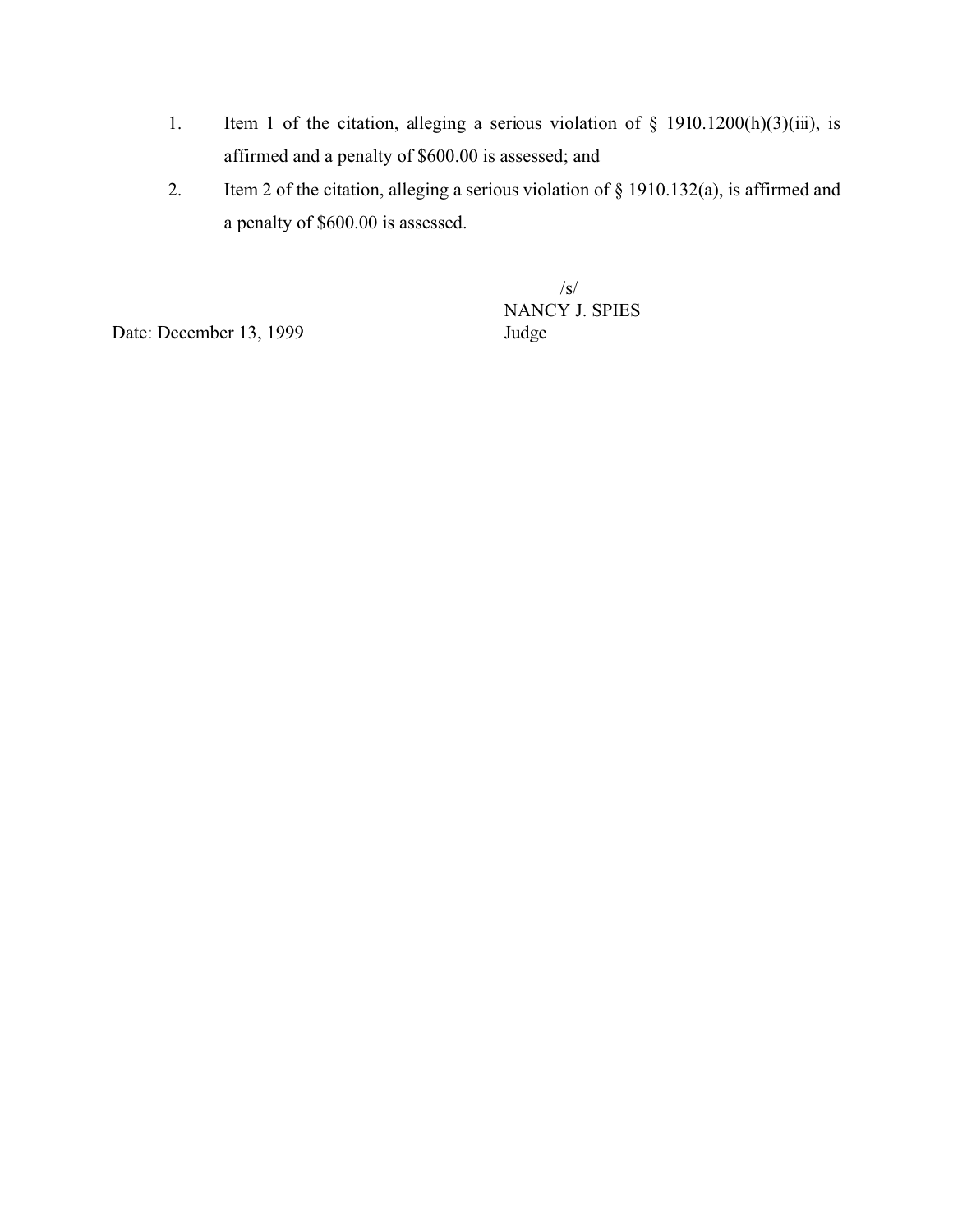1. Item 1 of the citation, alleging a serious violation of § 1910.1200(h)(3)(iii), is affirmed and a penalty of $600.00 is assessed; and
2. Item 2 of the citation, alleging a serious violation of § 1910.132(a), is affirmed and a penalty of $600.00 is assessed.

/s/

NANCY J. SPIES

Judge

Date: December 13, 1999